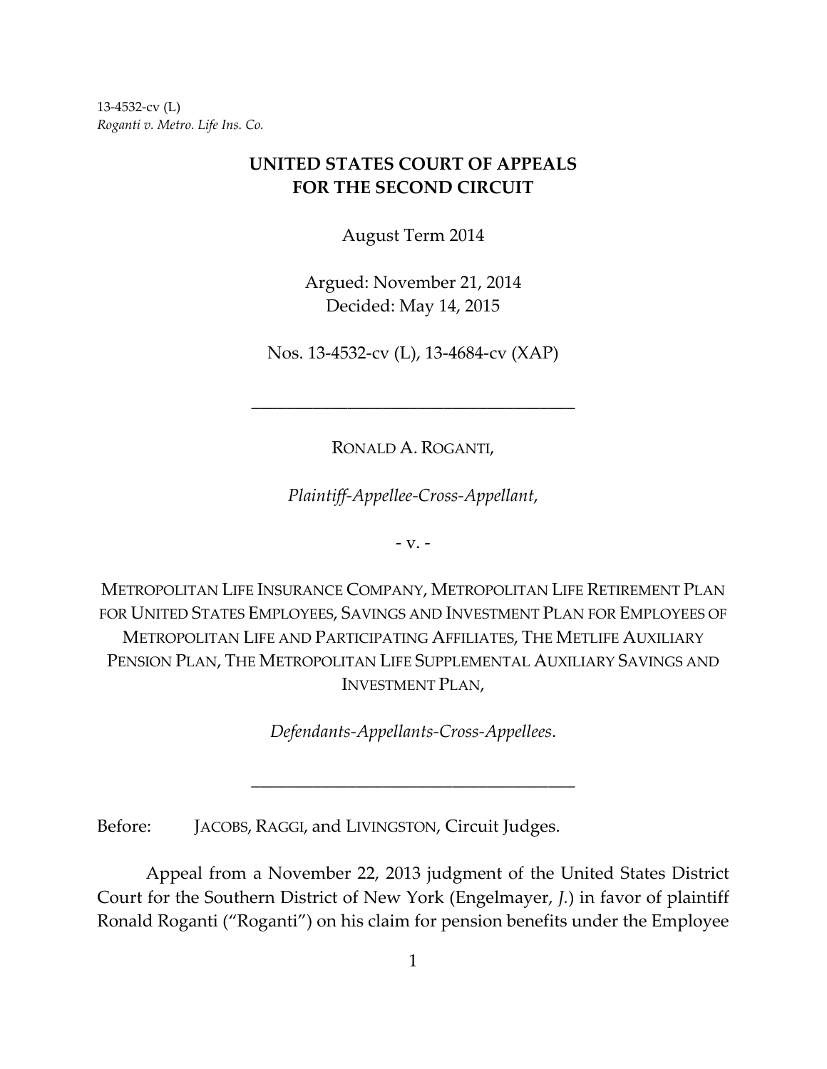13-4532-cv (L)
*Roganti v. Metro. Life Ins. Co.*

# UNITED STATES COURT OF APPEALS FOR THE SECOND CIRCUIT

August Term 2014

Argued: November 21, 2014
Decided: May 14, 2015

Nos. 13-4532-cv (L), 13-4684-cv (XAP)

---

RONALD A. ROGANTI,

*Plaintiff-Appellee-Cross-Appellant*,

- v. -

METROPOLITAN LIFE INSURANCE COMPANY, METROPOLITAN LIFE RETIREMENT PLAN FOR UNITED STATES EMPLOYEES, SAVINGS AND INVESTMENT PLAN FOR EMPLOYEES OF METROPOLITAN LIFE AND PARTICIPATING AFFILIATES, THE METLIFE AUXILIARY PENSION PLAN, THE METROPOLITAN LIFE SUPPLEMENTAL AUXILIARY SAVINGS AND INVESTMENT PLAN,

*Defendants-Appellants-Cross-Appellees*.

---

Before: JACOBS, RAGGI, and LIVINGSTON, Circuit Judges.

Appeal from a November 22, 2013 judgment of the United States District Court for the Southern District of New York (Engelmayer, *J.*) in favor of plaintiff Ronald Roganti ("Roganti") on his claim for pension benefits under the Employee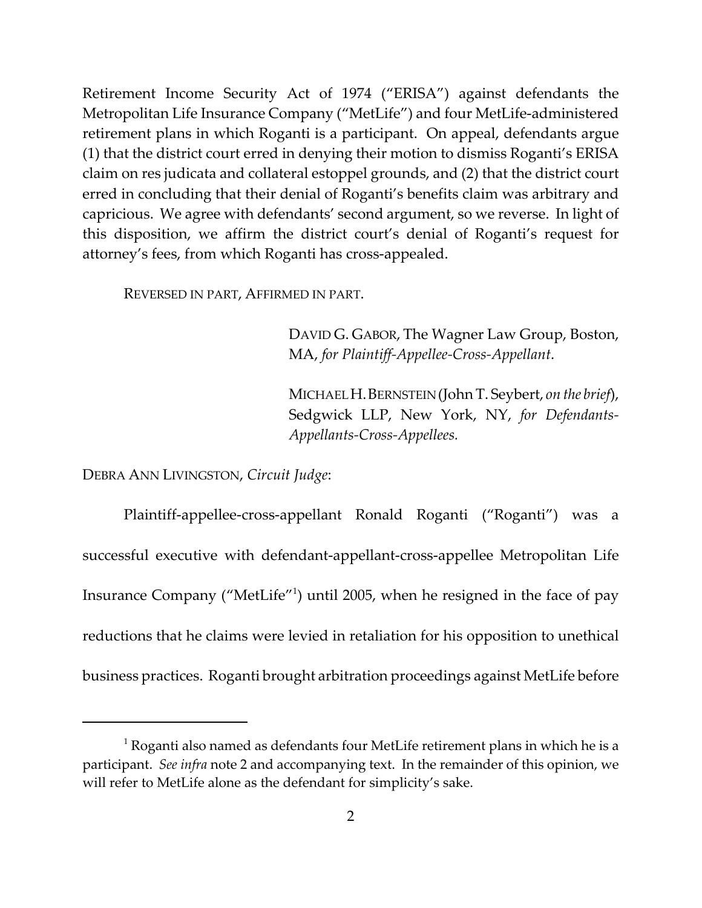Retirement Income Security Act of 1974 ("ERISA") against defendants the Metropolitan Life Insurance Company ("MetLife") and four MetLife-administered retirement plans in which Roganti is a participant. On appeal, defendants argue (1) that the district court erred in denying their motion to dismiss Roganti's ERISA claim on res judicata and collateral estoppel grounds, and (2) that the district court erred in concluding that their denial of Roganti's benefits claim was arbitrary and capricious. We agree with defendants' second argument, so we reverse. In light of this disposition, we affirm the district court's denial of Roganti's request for attorney's fees, from which Roganti has cross-appealed.

REVERSED IN PART, AFFIRMED IN PART.

> DAVID G. GABOR, The Wagner Law Group, Boston, MA, *for Plaintiff-Appellee-Cross-Appellant*.
>
> MICHAEL H. BERNSTEIN (John T. Seybert, *on the brief*), Sedgwick LLP, New York, NY, *for Defendants-Appellants-Cross-Appellees.*

DEBRA ANN LIVINGSTON, *Circuit Judge*:

Plaintiff-appellee-cross-appellant Ronald Roganti ("Roganti") was a successful executive with defendant-appellant-cross-appellee Metropolitan Life Insurance Company ("MetLife"[1]) until 2005, when he resigned in the face of pay reductions that he claims were levied in retaliation for his opposition to unethical business practices. Roganti brought arbitration proceedings against MetLife before

---

[1] Roganti also named as defendants four MetLife retirement plans in which he is a participant. *See infra* note 2 and accompanying text. In the remainder of this opinion, we will refer to MetLife alone as the defendant for simplicity's sake.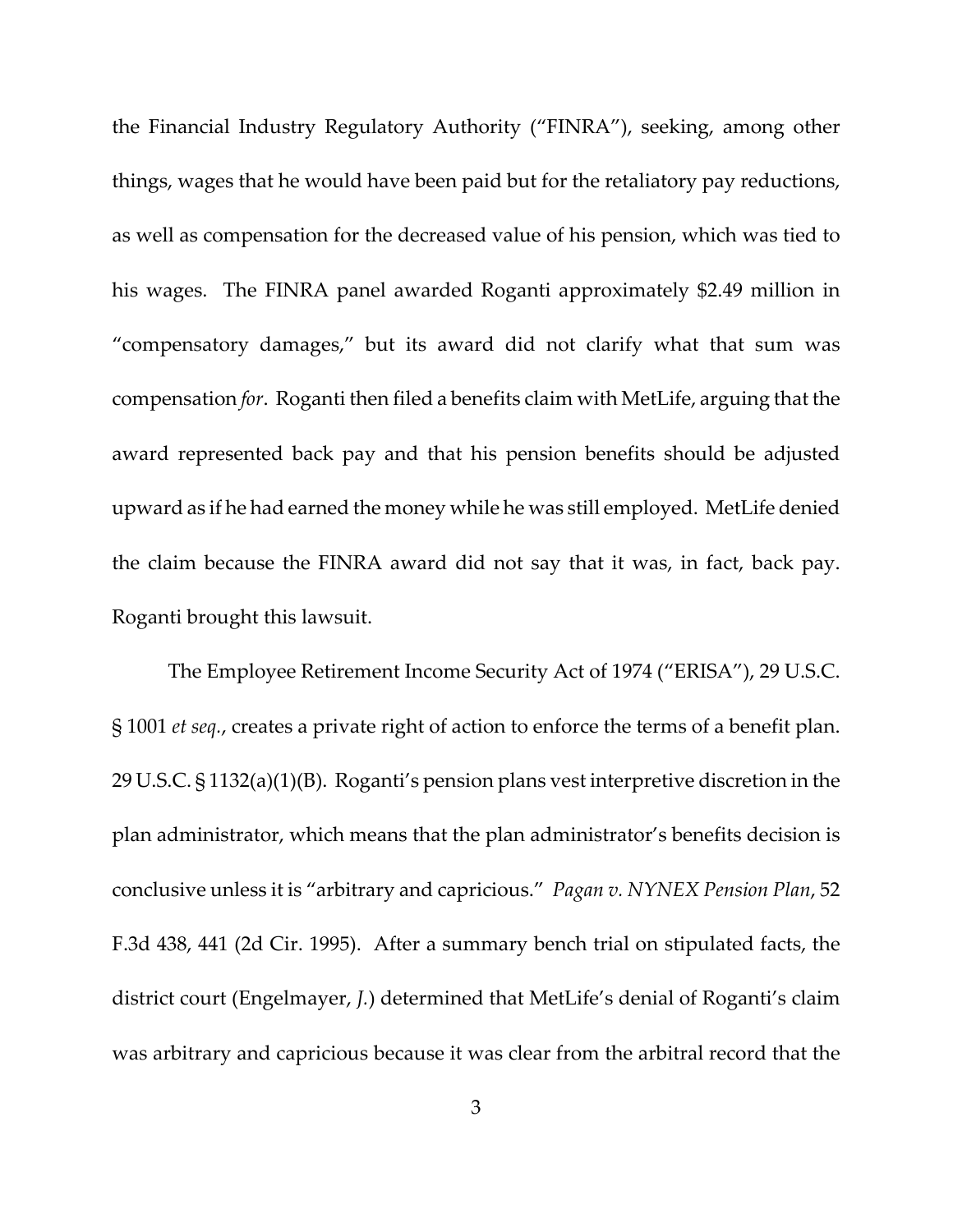the Financial Industry Regulatory Authority ("FINRA"), seeking, among other things, wages that he would have been paid but for the retaliatory pay reductions, as well as compensation for the decreased value of his pension, which was tied to his wages. The FINRA panel awarded Roganti approximately $2.49 million in "compensatory damages," but its award did not clarify what that sum was compensation *for*. Roganti then filed a benefits claim with MetLife, arguing that the award represented back pay and that his pension benefits should be adjusted upward as if he had earned the money while he was still employed. MetLife denied the claim because the FINRA award did not say that it was, in fact, back pay. Roganti brought this lawsuit.

The Employee Retirement Income Security Act of 1974 ("ERISA"), 29 U.S.C. § 1001 *et seq.*, creates a private right of action to enforce the terms of a benefit plan. 29 U.S.C. § 1132(a)(1)(B). Roganti's pension plans vest interpretive discretion in the plan administrator, which means that the plan administrator's benefits decision is conclusive unless it is "arbitrary and capricious." *Pagan v. NYNEX Pension Plan*, 52 F.3d 438, 441 (2d Cir. 1995). After a summary bench trial on stipulated facts, the district court (Engelmayer, *J.*) determined that MetLife's denial of Roganti's claim was arbitrary and capricious because it was clear from the arbitral record that the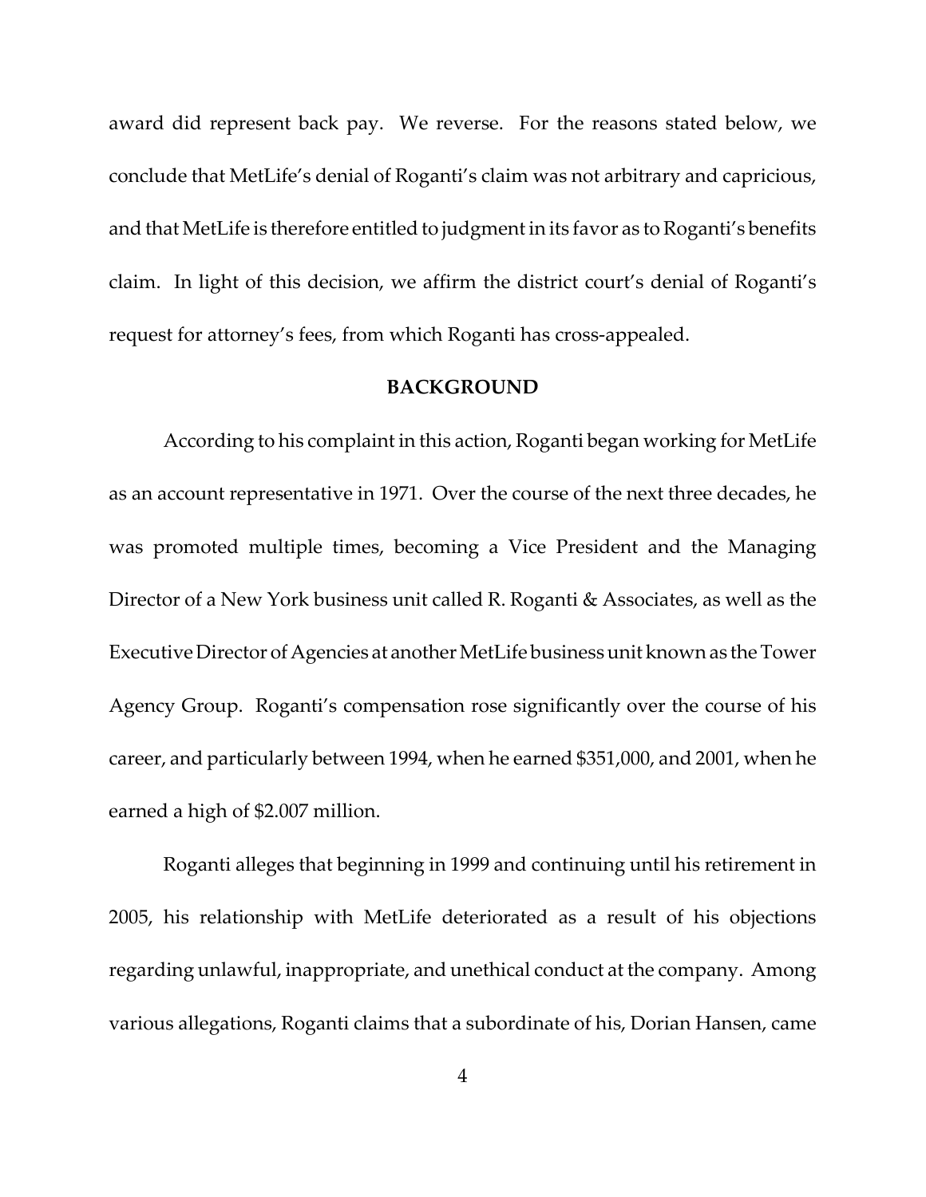award did represent back pay. We reverse. For the reasons stated below, we conclude that MetLife's denial of Roganti's claim was not arbitrary and capricious, and that MetLife is therefore entitled to judgment in its favor as to Roganti's benefits claim. In light of this decision, we affirm the district court's denial of Roganti's request for attorney's fees, from which Roganti has cross-appealed.

## BACKGROUND

According to his complaint in this action, Roganti began working for MetLife as an account representative in 1971. Over the course of the next three decades, he was promoted multiple times, becoming a Vice President and the Managing Director of a New York business unit called R. Roganti & Associates, as well as the Executive Director of Agencies at another MetLife business unit known as the Tower Agency Group. Roganti's compensation rose significantly over the course of his career, and particularly between 1994, when he earned $351,000, and 2001, when he earned a high of $2.007 million.

Roganti alleges that beginning in 1999 and continuing until his retirement in 2005, his relationship with MetLife deteriorated as a result of his objections regarding unlawful, inappropriate, and unethical conduct at the company. Among various allegations, Roganti claims that a subordinate of his, Dorian Hansen, came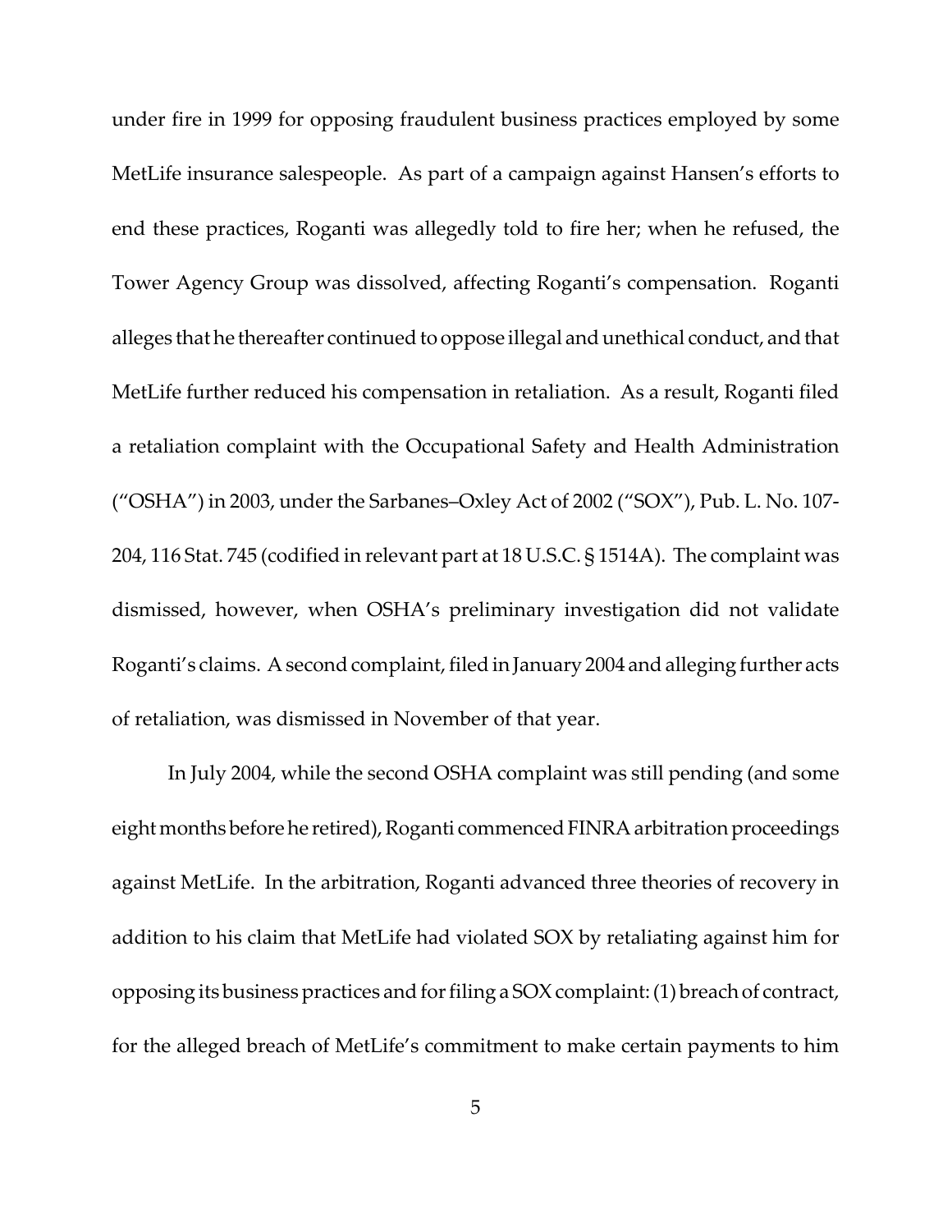under fire in 1999 for opposing fraudulent business practices employed by some MetLife insurance salespeople. As part of a campaign against Hansen's efforts to end these practices, Roganti was allegedly told to fire her; when he refused, the Tower Agency Group was dissolved, affecting Roganti's compensation. Roganti alleges that he thereafter continued to oppose illegal and unethical conduct, and that MetLife further reduced his compensation in retaliation. As a result, Roganti filed a retaliation complaint with the Occupational Safety and Health Administration ("OSHA") in 2003, under the Sarbanes–Oxley Act of 2002 ("SOX"), Pub. L. No. 107-204, 116 Stat. 745 (codified in relevant part at 18 U.S.C. § 1514A). The complaint was dismissed, however, when OSHA's preliminary investigation did not validate Roganti's claims. A second complaint, filed in January 2004 and alleging further acts of retaliation, was dismissed in November of that year.

In July 2004, while the second OSHA complaint was still pending (and some eight months before he retired), Roganti commenced FINRA arbitration proceedings against MetLife. In the arbitration, Roganti advanced three theories of recovery in addition to his claim that MetLife had violated SOX by retaliating against him for opposing its business practices and for filing a SOX complaint: (1) breach of contract, for the alleged breach of MetLife's commitment to make certain payments to him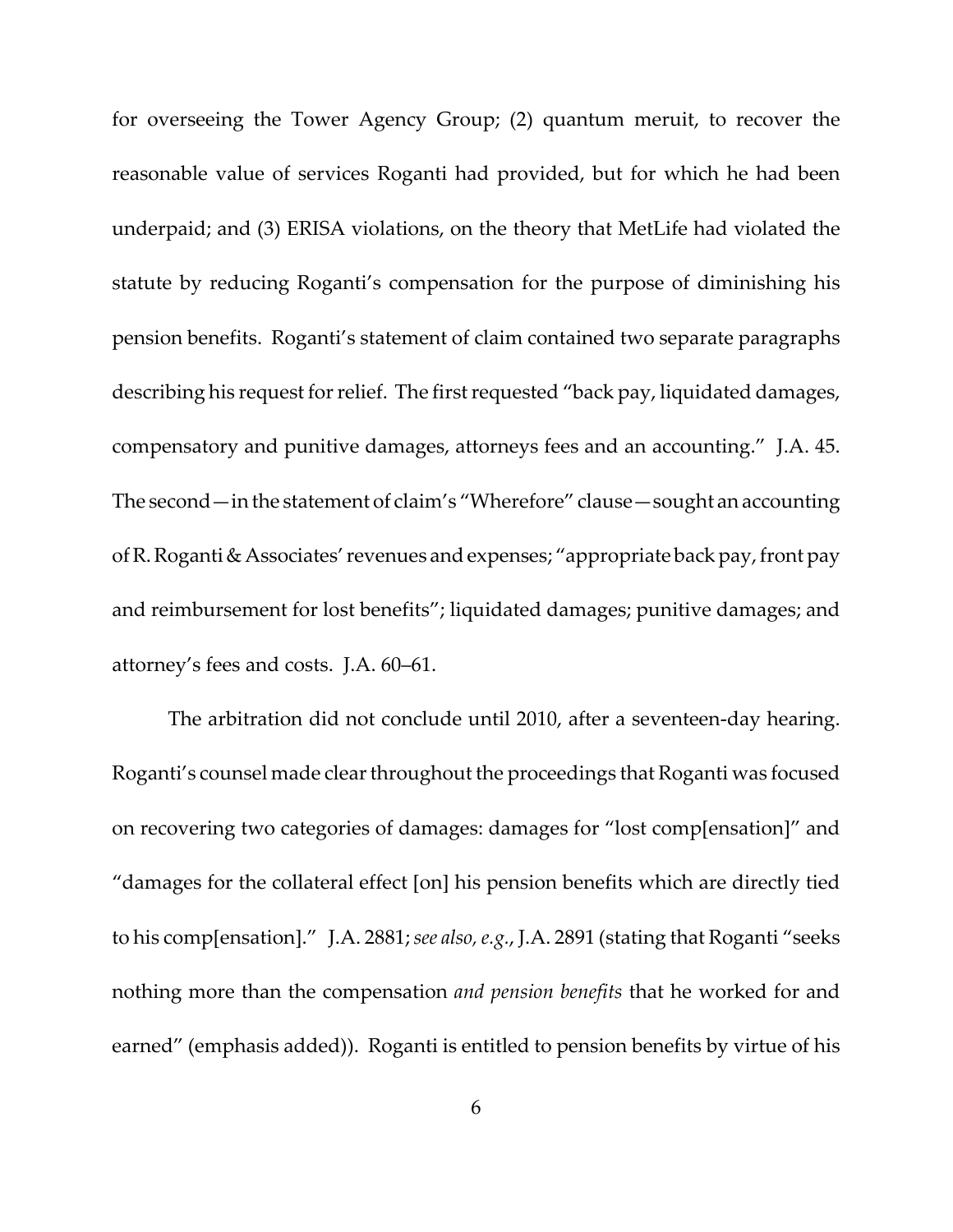for overseeing the Tower Agency Group; (2) quantum meruit, to recover the reasonable value of services Roganti had provided, but for which he had been underpaid; and (3) ERISA violations, on the theory that MetLife had violated the statute by reducing Roganti's compensation for the purpose of diminishing his pension benefits. Roganti's statement of claim contained two separate paragraphs describing his request for relief. The first requested "back pay, liquidated damages, compensatory and punitive damages, attorneys fees and an accounting." J.A. 45. The second—in the statement of claim's "Wherefore" clause—sought an accounting of R. Roganti & Associates' revenues and expenses; "appropriate back pay, front pay and reimbursement for lost benefits"; liquidated damages; punitive damages; and attorney's fees and costs. J.A. 60–61.

The arbitration did not conclude until 2010, after a seventeen-day hearing. Roganti's counsel made clear throughout the proceedings that Roganti was focused on recovering two categories of damages: damages for "lost comp[ensation]" and "damages for the collateral effect [on] his pension benefits which are directly tied to his comp[ensation]." J.A. 2881; *see also, e.g.*, J.A. 2891 (stating that Roganti "seeks nothing more than the compensation *and pension benefits* that he worked for and earned" (emphasis added)). Roganti is entitled to pension benefits by virtue of his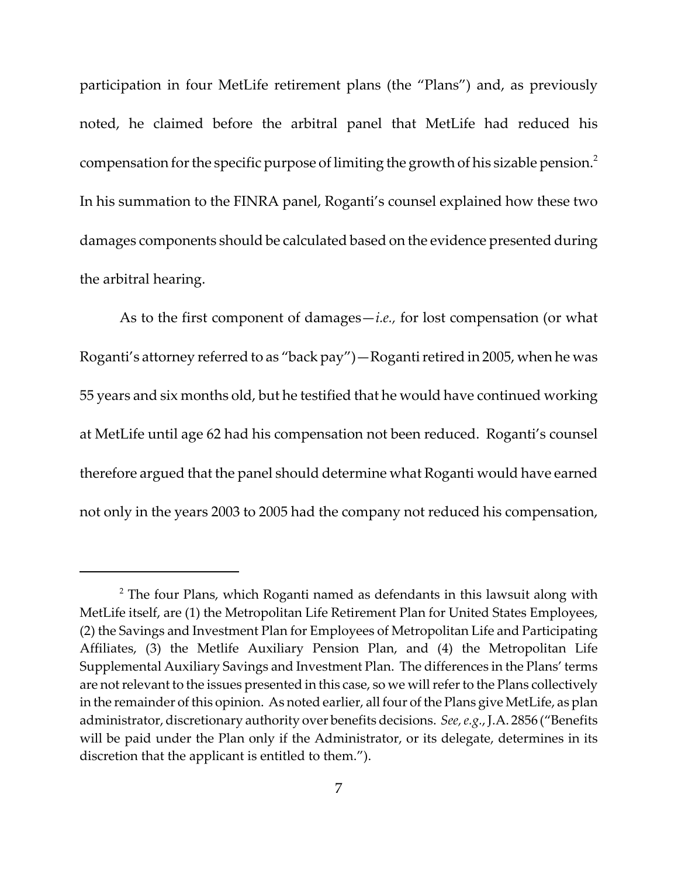participation in four MetLife retirement plans (the "Plans") and, as previously noted, he claimed before the arbitral panel that MetLife had reduced his compensation for the specific purpose of limiting the growth of his sizable pension.[2] In his summation to the FINRA panel, Roganti's counsel explained how these two damages components should be calculated based on the evidence presented during the arbitral hearing.

As to the first component of damages—*i.e.*, for lost compensation (or what Roganti's attorney referred to as "back pay")—Roganti retired in 2005, when he was 55 years and six months old, but he testified that he would have continued working at MetLife until age 62 had his compensation not been reduced. Roganti's counsel therefore argued that the panel should determine what Roganti would have earned not only in the years 2003 to 2005 had the company not reduced his compensation,

---

[2] The four Plans, which Roganti named as defendants in this lawsuit along with MetLife itself, are (1) the Metropolitan Life Retirement Plan for United States Employees, (2) the Savings and Investment Plan for Employees of Metropolitan Life and Participating Affiliates, (3) the Metlife Auxiliary Pension Plan, and (4) the Metropolitan Life Supplemental Auxiliary Savings and Investment Plan. The differences in the Plans' terms are not relevant to the issues presented in this case, so we will refer to the Plans collectively in the remainder of this opinion. As noted earlier, all four of the Plans give MetLife, as plan administrator, discretionary authority over benefits decisions. *See, e.g.*, J.A. 2856 ("Benefits will be paid under the Plan only if the Administrator, or its delegate, determines in its discretion that the applicant is entitled to them.").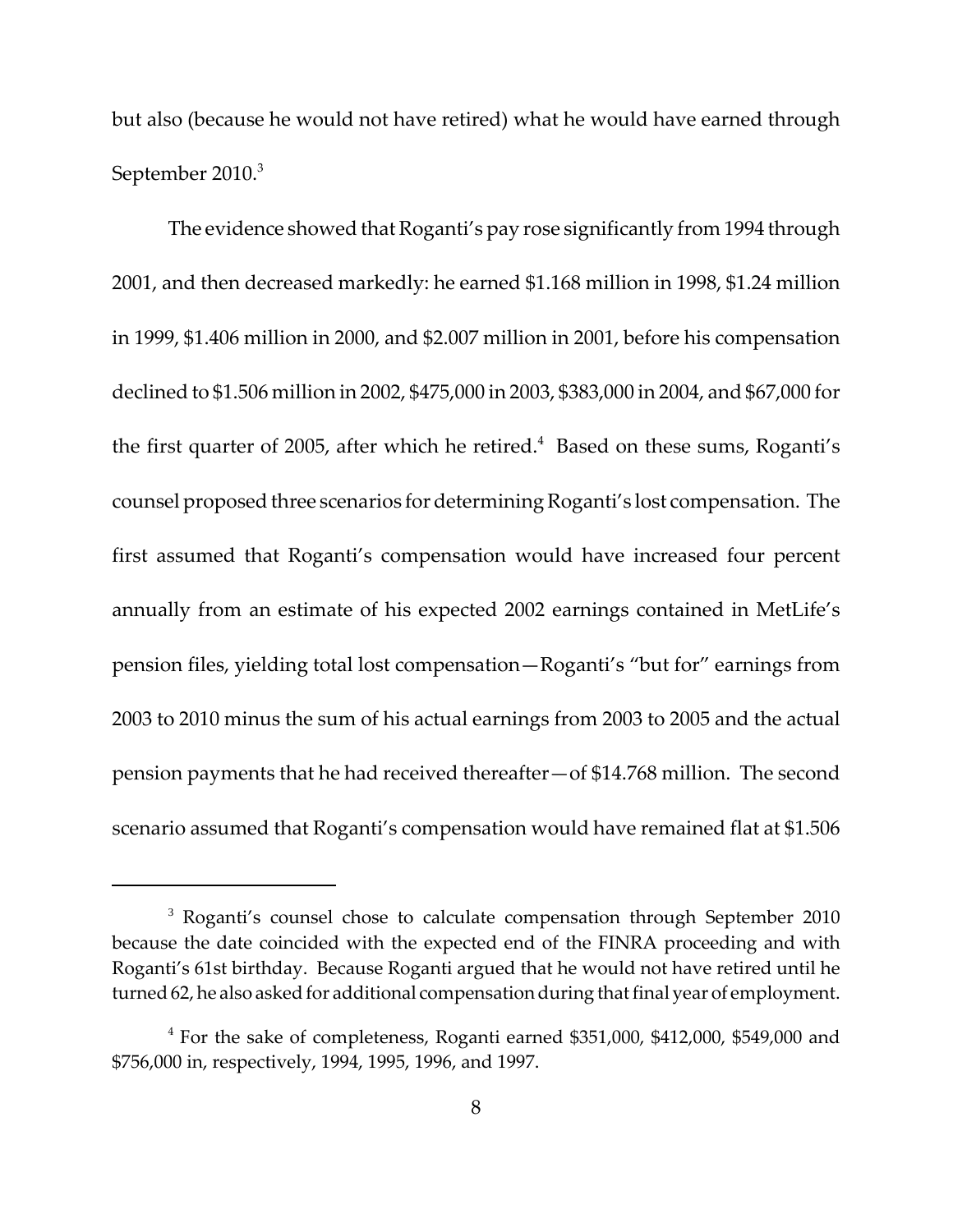but also (because he would not have retired) what he would have earned through September 2010.[3]

The evidence showed that Roganti's pay rose significantly from 1994 through 2001, and then decreased markedly: he earned \$1.168 million in 1998, \$1.24 million in 1999, \$1.406 million in 2000, and \$2.007 million in 2001, before his compensation declined to \$1.506 million in 2002, \$475,000 in 2003, \$383,000 in 2004, and \$67,000 for the first quarter of 2005, after which he retired.[4] Based on these sums, Roganti's counsel proposed three scenarios for determining Roganti's lost compensation. The first assumed that Roganti's compensation would have increased four percent annually from an estimate of his expected 2002 earnings contained in MetLife's pension files, yielding total lost compensation—Roganti's "but for" earnings from 2003 to 2010 minus the sum of his actual earnings from 2003 to 2005 and the actual pension payments that he had received thereafter—of \$14.768 million. The second scenario assumed that Roganti's compensation would have remained flat at \$1.506

[3] Roganti's counsel chose to calculate compensation through September 2010 because the date coincided with the expected end of the FINRA proceeding and with Roganti's 61st birthday. Because Roganti argued that he would not have retired until he turned 62, he also asked for additional compensation during that final year of employment.

[4] For the sake of completeness, Roganti earned \$351,000, \$412,000, \$549,000 and \$756,000 in, respectively, 1994, 1995, 1996, and 1997.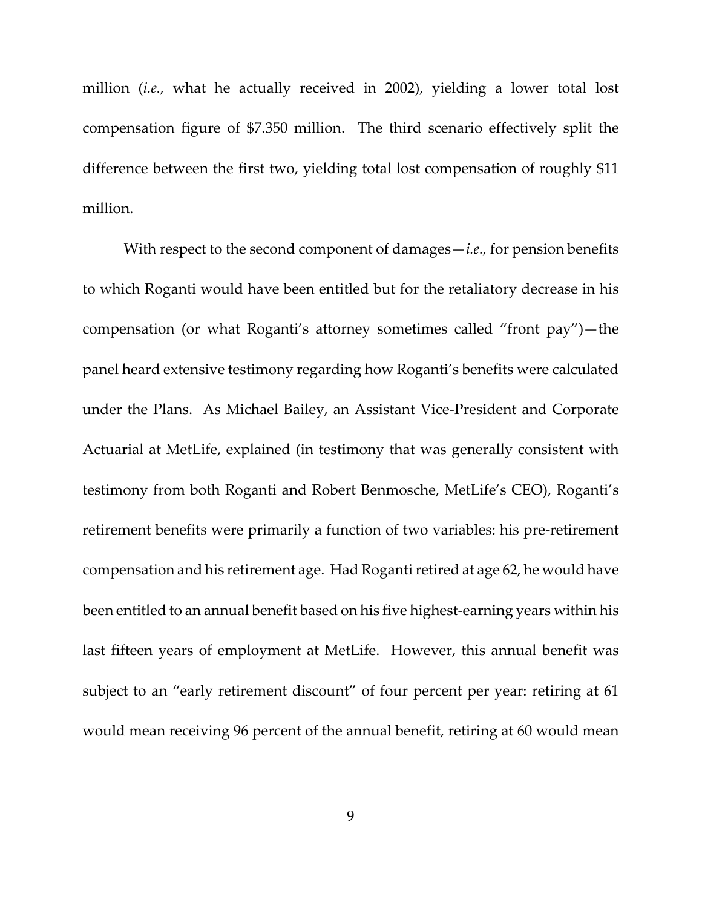million (*i.e.*, what he actually received in 2002), yielding a lower total lost compensation figure of $7.350 million. The third scenario effectively split the difference between the first two, yielding total lost compensation of roughly $11 million.

With respect to the second component of damages—*i.e.*, for pension benefits to which Roganti would have been entitled but for the retaliatory decrease in his compensation (or what Roganti's attorney sometimes called "front pay")—the panel heard extensive testimony regarding how Roganti's benefits were calculated under the Plans. As Michael Bailey, an Assistant Vice-President and Corporate Actuarial at MetLife, explained (in testimony that was generally consistent with testimony from both Roganti and Robert Benmosche, MetLife's CEO), Roganti's retirement benefits were primarily a function of two variables: his pre-retirement compensation and his retirement age. Had Roganti retired at age 62, he would have been entitled to an annual benefit based on his five highest-earning years within his last fifteen years of employment at MetLife. However, this annual benefit was subject to an "early retirement discount" of four percent per year: retiring at 61 would mean receiving 96 percent of the annual benefit, retiring at 60 would mean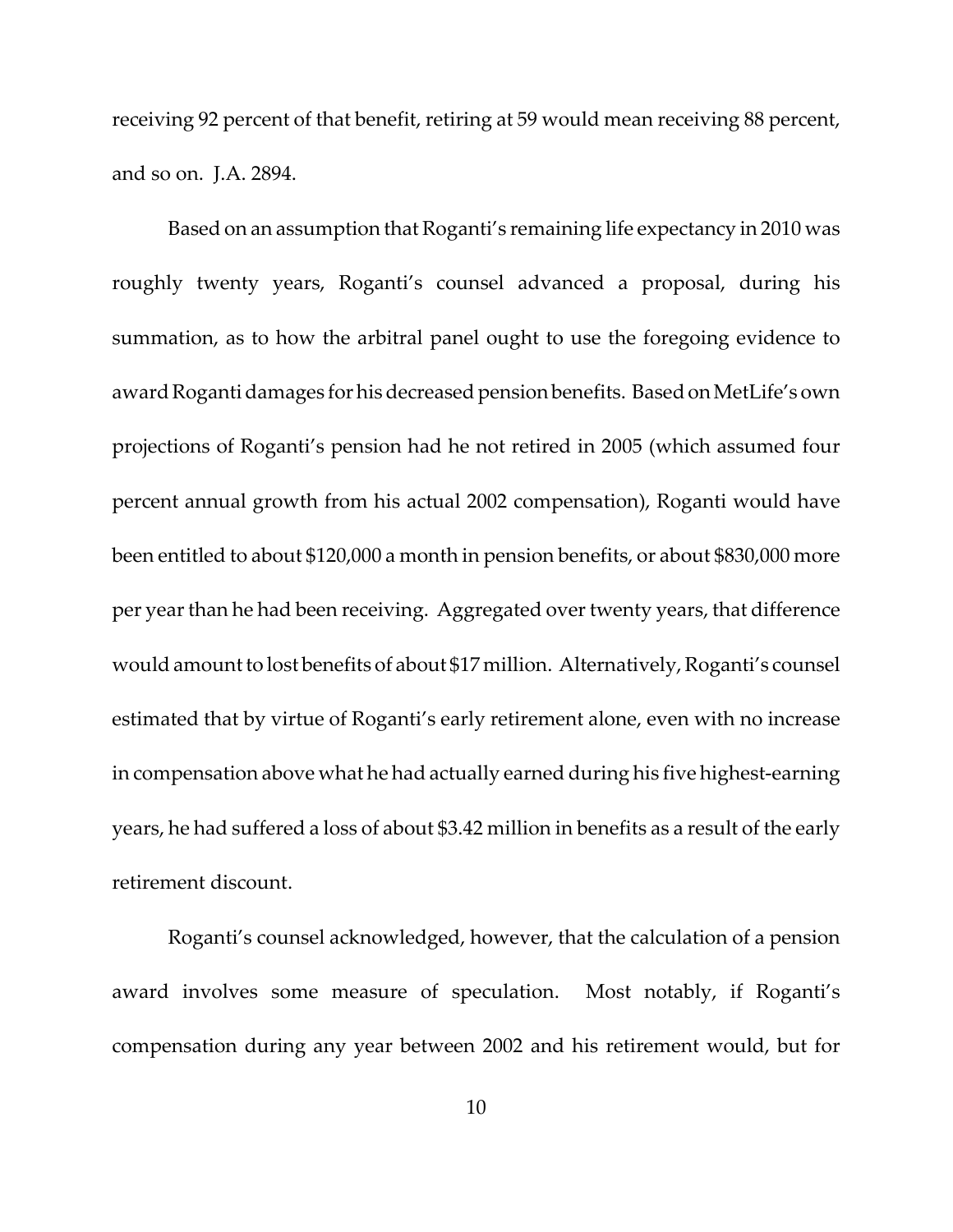receiving 92 percent of that benefit, retiring at 59 would mean receiving 88 percent, and so on. J.A. 2894.

Based on an assumption that Roganti's remaining life expectancy in 2010 was roughly twenty years, Roganti's counsel advanced a proposal, during his summation, as to how the arbitral panel ought to use the foregoing evidence to award Roganti damages for his decreased pension benefits. Based on MetLife's own projections of Roganti's pension had he not retired in 2005 (which assumed four percent annual growth from his actual 2002 compensation), Roganti would have been entitled to about $120,000 a month in pension benefits, or about $830,000 more per year than he had been receiving. Aggregated over twenty years, that difference would amount to lost benefits of about $17 million. Alternatively, Roganti's counsel estimated that by virtue of Roganti's early retirement alone, even with no increase in compensation above what he had actually earned during his five highest-earning years, he had suffered a loss of about $3.42 million in benefits as a result of the early retirement discount.

Roganti's counsel acknowledged, however, that the calculation of a pension award involves some measure of speculation. Most notably, if Roganti's compensation during any year between 2002 and his retirement would, but for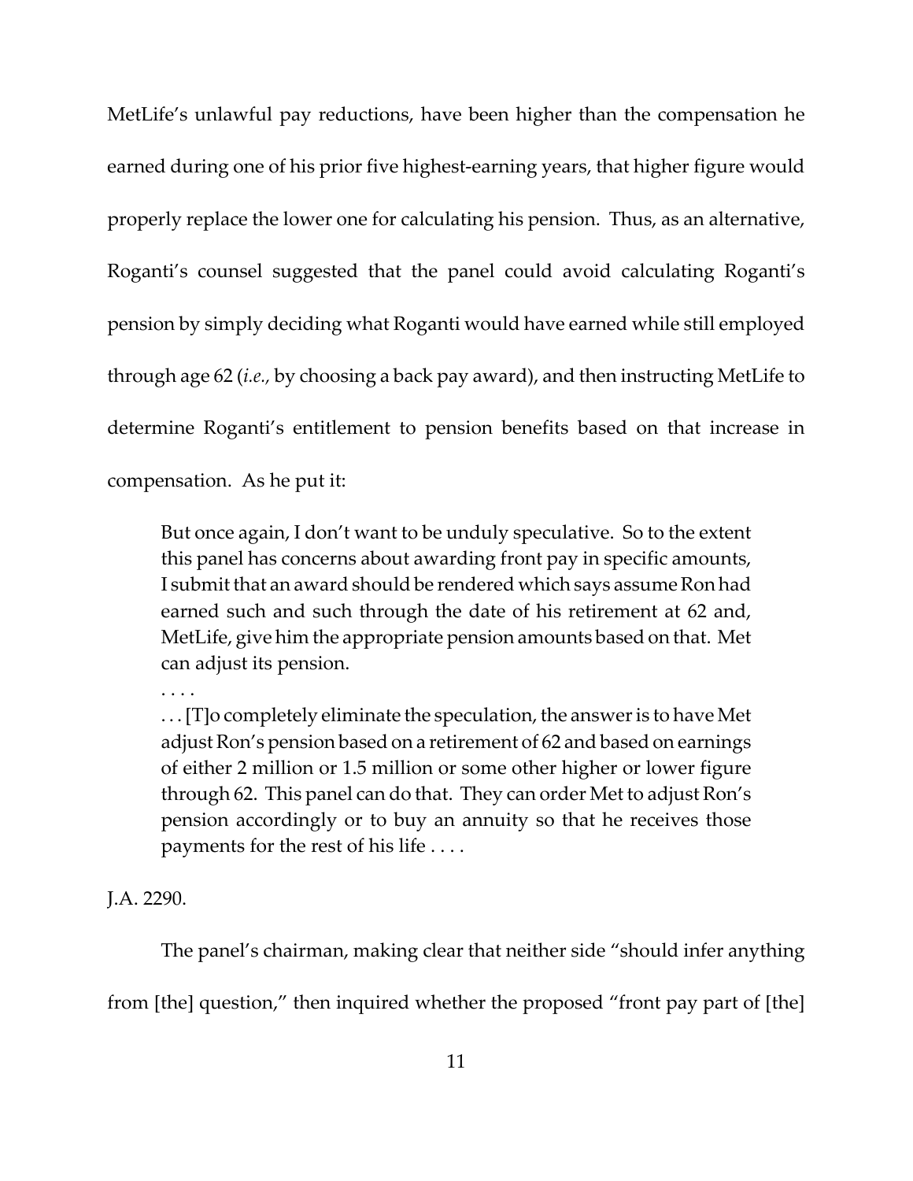MetLife's unlawful pay reductions, have been higher than the compensation he earned during one of his prior five highest-earning years, that higher figure would properly replace the lower one for calculating his pension. Thus, as an alternative, Roganti's counsel suggested that the panel could avoid calculating Roganti's pension by simply deciding what Roganti would have earned while still employed through age 62 (*i.e.,* by choosing a back pay award), and then instructing MetLife to determine Roganti's entitlement to pension benefits based on that increase in compensation. As he put it:

> But once again, I don't want to be unduly speculative. So to the extent this panel has concerns about awarding front pay in specific amounts, I submit that an award should be rendered which says assume Ron had earned such and such through the date of his retirement at 62 and, MetLife, give him the appropriate pension amounts based on that. Met can adjust its pension.
>
> . . . .
>
> . . . [T]o completely eliminate the speculation, the answer is to have Met adjust Ron's pension based on a retirement of 62 and based on earnings of either 2 million or 1.5 million or some other higher or lower figure through 62. This panel can do that. They can order Met to adjust Ron's pension accordingly or to buy an annuity so that he receives those payments for the rest of his life . . . .

J.A. 2290.

The panel's chairman, making clear that neither side "should infer anything from [the] question," then inquired whether the proposed "front pay part of [the]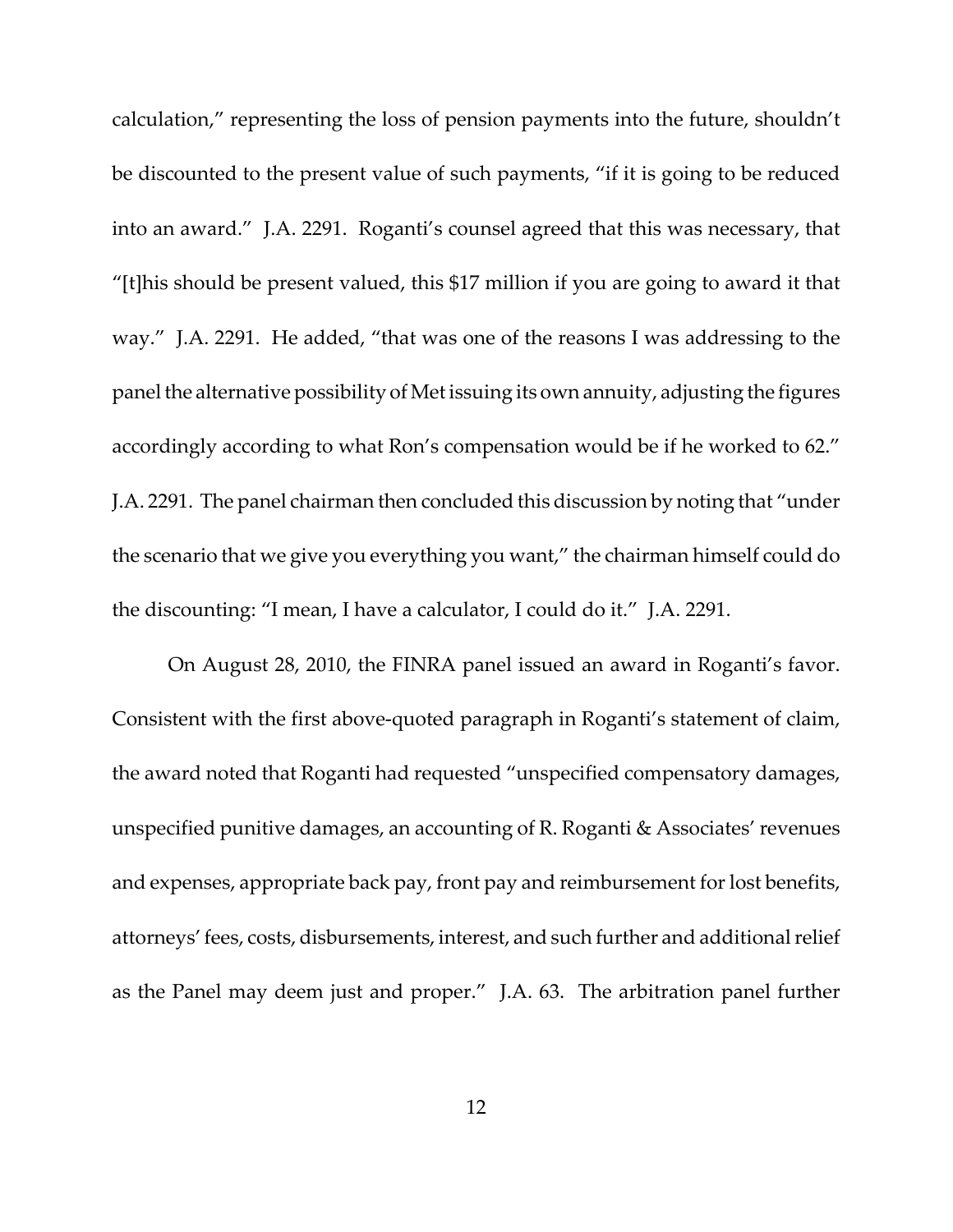calculation," representing the loss of pension payments into the future, shouldn't be discounted to the present value of such payments, "if it is going to be reduced into an award." J.A. 2291. Roganti's counsel agreed that this was necessary, that "[t]his should be present valued, this $17 million if you are going to award it that way." J.A. 2291. He added, "that was one of the reasons I was addressing to the panel the alternative possibility of Met issuing its own annuity, adjusting the figures accordingly according to what Ron's compensation would be if he worked to 62." J.A. 2291. The panel chairman then concluded this discussion by noting that "under the scenario that we give you everything you want," the chairman himself could do the discounting: "I mean, I have a calculator, I could do it." J.A. 2291.

On August 28, 2010, the FINRA panel issued an award in Roganti's favor. Consistent with the first above-quoted paragraph in Roganti's statement of claim, the award noted that Roganti had requested "unspecified compensatory damages, unspecified punitive damages, an accounting of R. Roganti & Associates' revenues and expenses, appropriate back pay, front pay and reimbursement for lost benefits, attorneys' fees, costs, disbursements, interest, and such further and additional relief as the Panel may deem just and proper." J.A. 63. The arbitration panel further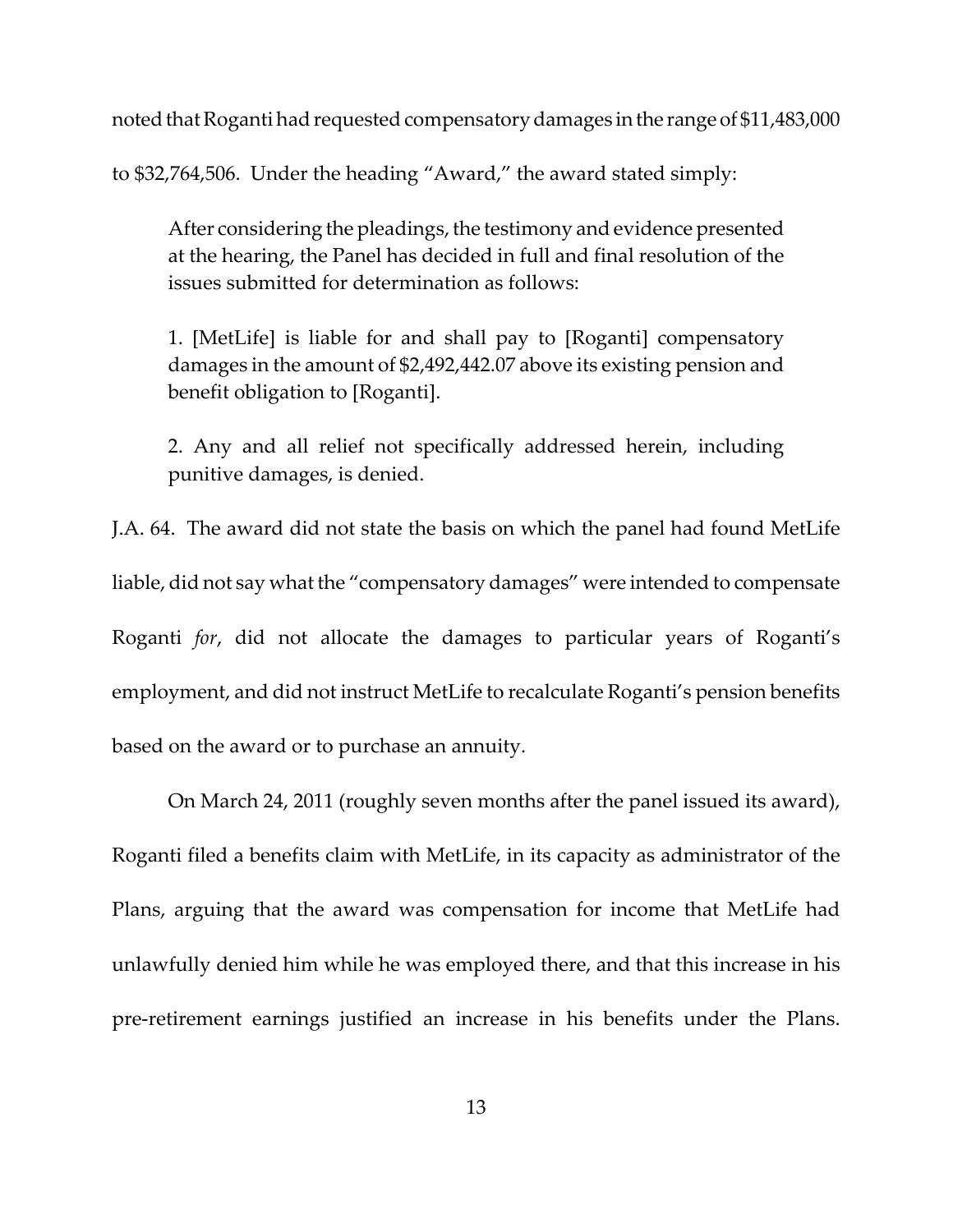noted that Roganti had requested compensatory damages in the range of $11,483,000 to $32,764,506. Under the heading "Award," the award stated simply:

> After considering the pleadings, the testimony and evidence presented at the hearing, the Panel has decided in full and final resolution of the issues submitted for determination as follows:
>
> 1. [MetLife] is liable for and shall pay to [Roganti] compensatory damages in the amount of $2,492,442.07 above its existing pension and benefit obligation to [Roganti].
>
> 2. Any and all relief not specifically addressed herein, including punitive damages, is denied.

J.A. 64. The award did not state the basis on which the panel had found MetLife liable, did not say what the "compensatory damages" were intended to compensate Roganti *for*, did not allocate the damages to particular years of Roganti's employment, and did not instruct MetLife to recalculate Roganti's pension benefits based on the award or to purchase an annuity.

On March 24, 2011 (roughly seven months after the panel issued its award), Roganti filed a benefits claim with MetLife, in its capacity as administrator of the Plans, arguing that the award was compensation for income that MetLife had unlawfully denied him while he was employed there, and that this increase in his pre-retirement earnings justified an increase in his benefits under the Plans.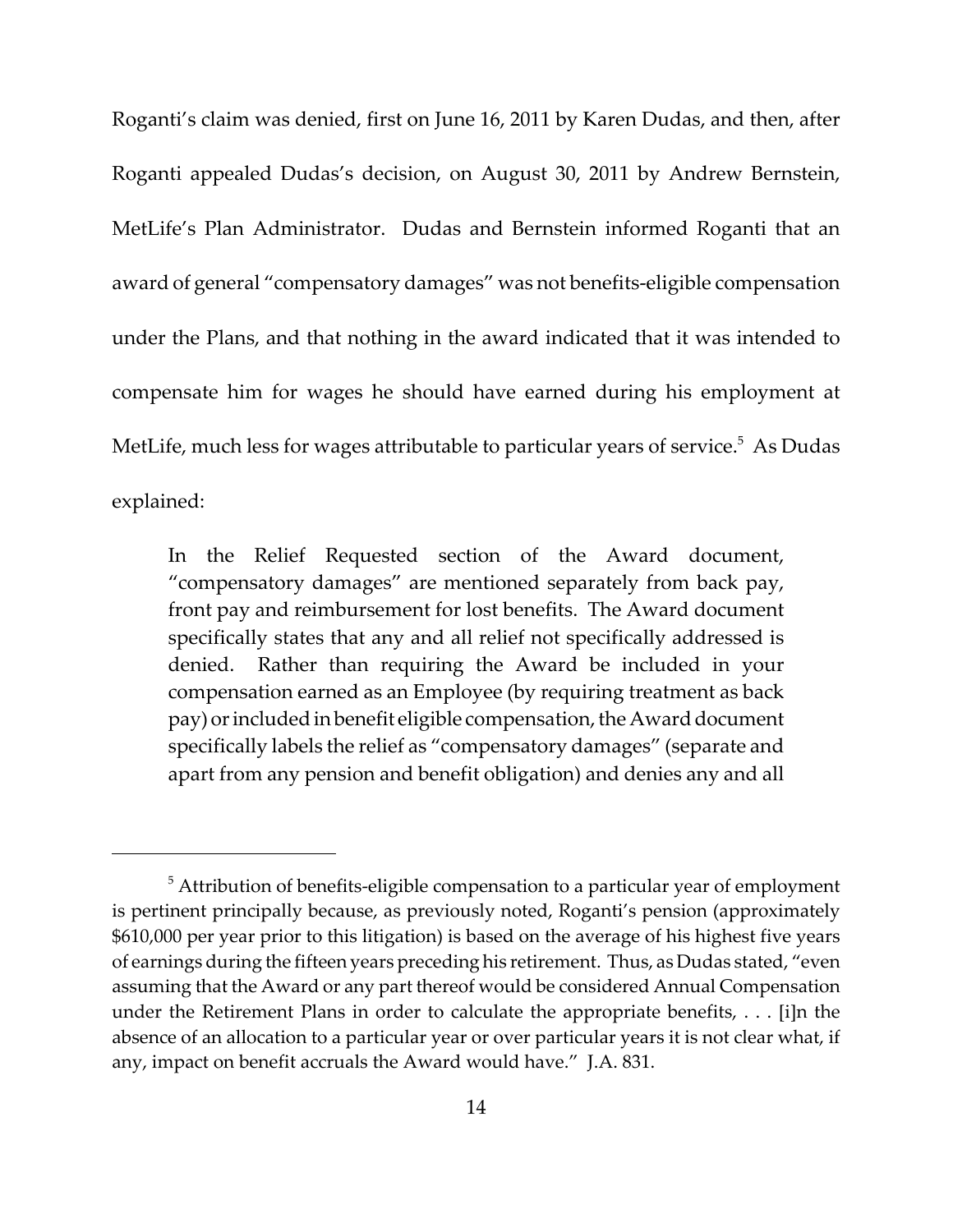Roganti's claim was denied, first on June 16, 2011 by Karen Dudas, and then, after Roganti appealed Dudas's decision, on August 30, 2011 by Andrew Bernstein, MetLife's Plan Administrator. Dudas and Bernstein informed Roganti that an award of general "compensatory damages" was not benefits-eligible compensation under the Plans, and that nothing in the award indicated that it was intended to compensate him for wages he should have earned during his employment at MetLife, much less for wages attributable to particular years of service.[5] As Dudas explained:

> In the Relief Requested section of the Award document, "compensatory damages" are mentioned separately from back pay, front pay and reimbursement for lost benefits. The Award document specifically states that any and all relief not specifically addressed is denied. Rather than requiring the Award be included in your compensation earned as an Employee (by requiring treatment as back pay) or included in benefit eligible compensation, the Award document specifically labels the relief as "compensatory damages" (separate and apart from any pension and benefit obligation) and denies any and all

---

[5] Attribution of benefits-eligible compensation to a particular year of employment is pertinent principally because, as previously noted, Roganti's pension (approximately $610,000 per year prior to this litigation) is based on the average of his highest five years of earnings during the fifteen years preceding his retirement. Thus, as Dudas stated, "even assuming that the Award or any part thereof would be considered Annual Compensation under the Retirement Plans in order to calculate the appropriate benefits, . . . [i]n the absence of an allocation to a particular year or over particular years it is not clear what, if any, impact on benefit accruals the Award would have." J.A. 831.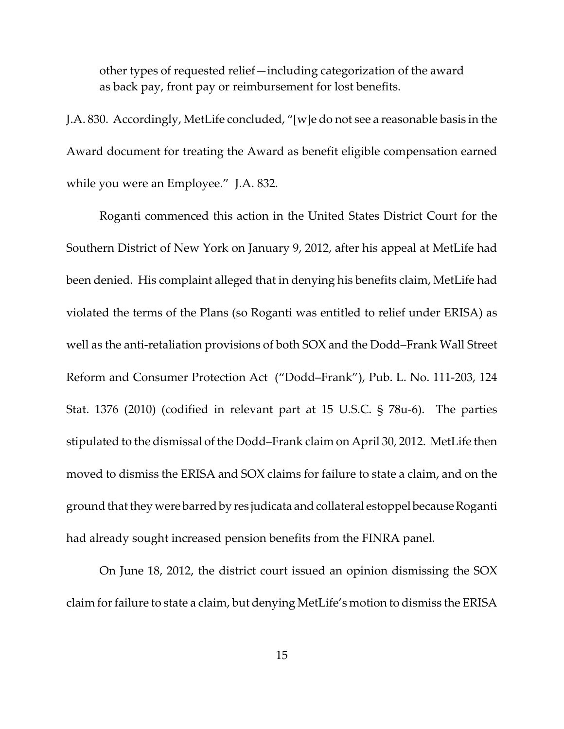> other types of requested relief—including categorization of the award as back pay, front pay or reimbursement for lost benefits.

J.A. 830. Accordingly, MetLife concluded, "[w]e do not see a reasonable basis in the Award document for treating the Award as benefit eligible compensation earned while you were an Employee." J.A. 832.

Roganti commenced this action in the United States District Court for the Southern District of New York on January 9, 2012, after his appeal at MetLife had been denied. His complaint alleged that in denying his benefits claim, MetLife had violated the terms of the Plans (so Roganti was entitled to relief under ERISA) as well as the anti-retaliation provisions of both SOX and the Dodd–Frank Wall Street Reform and Consumer Protection Act ("Dodd–Frank"), Pub. L. No. 111-203, 124 Stat. 1376 (2010) (codified in relevant part at 15 U.S.C. § 78u-6). The parties stipulated to the dismissal of the Dodd–Frank claim on April 30, 2012. MetLife then moved to dismiss the ERISA and SOX claims for failure to state a claim, and on the ground that they were barred by res judicata and collateral estoppel because Roganti had already sought increased pension benefits from the FINRA panel.

On June 18, 2012, the district court issued an opinion dismissing the SOX claim for failure to state a claim, but denying MetLife's motion to dismiss the ERISA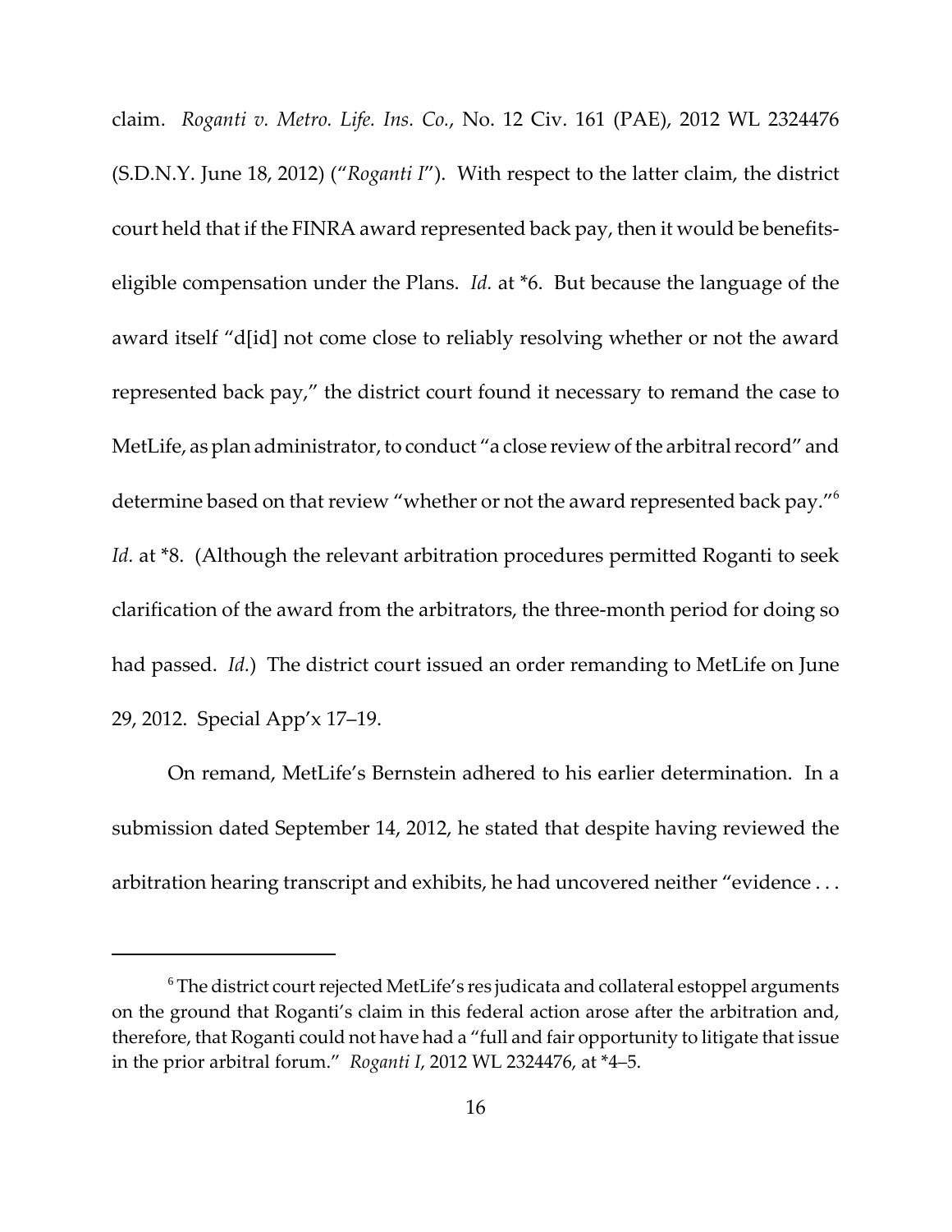claim. *Roganti v. Metro. Life. Ins. Co.*, No. 12 Civ. 161 (PAE), 2012 WL 2324476 (S.D.N.Y. June 18, 2012) ("*Roganti I*"). With respect to the latter claim, the district court held that if the FINRA award represented back pay, then it would be benefits-eligible compensation under the Plans. *Id.* at *6. But because the language of the award itself "d[id] not come close to reliably resolving whether or not the award represented back pay," the district court found it necessary to remand the case to MetLife, as plan administrator, to conduct "a close review of the arbitral record" and determine based on that review "whether or not the award represented back pay."[6] *Id.* at *8. (Although the relevant arbitration procedures permitted Roganti to seek clarification of the award from the arbitrators, the three-month period for doing so had passed. *Id.*) The district court issued an order remanding to MetLife on June 29, 2012. Special App'x 17–19.

On remand, MetLife's Bernstein adhered to his earlier determination. In a submission dated September 14, 2012, he stated that despite having reviewed the arbitration hearing transcript and exhibits, he had uncovered neither "evidence . . .

---

[6] The district court rejected MetLife's res judicata and collateral estoppel arguments on the ground that Roganti's claim in this federal action arose after the arbitration and, therefore, that Roganti could not have had a "full and fair opportunity to litigate that issue in the prior arbitral forum." *Roganti I*, 2012 WL 2324476, at *4–5.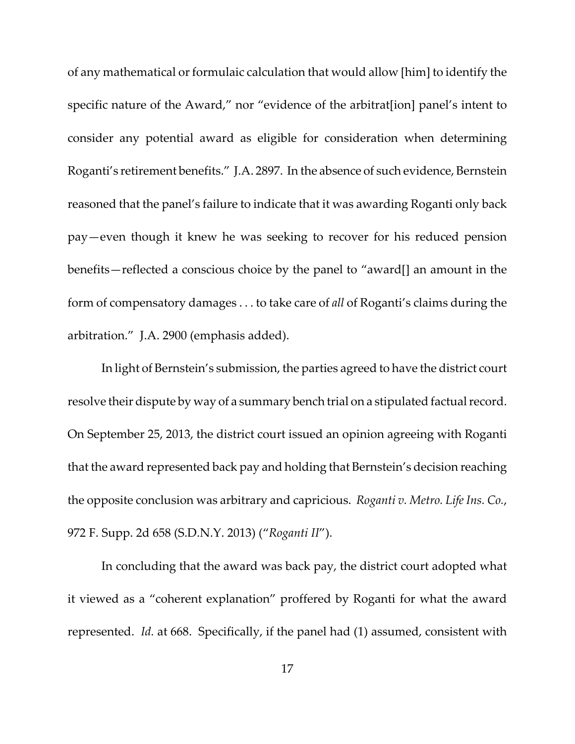of any mathematical or formulaic calculation that would allow [him] to identify the specific nature of the Award," nor "evidence of the arbitrat[ion] panel's intent to consider any potential award as eligible for consideration when determining Roganti's retirement benefits." J.A. 2897. In the absence of such evidence, Bernstein reasoned that the panel's failure to indicate that it was awarding Roganti only back pay—even though it knew he was seeking to recover for his reduced pension benefits—reflected a conscious choice by the panel to "award[] an amount in the form of compensatory damages . . . to take care of *all* of Roganti's claims during the arbitration." J.A. 2900 (emphasis added).

In light of Bernstein's submission, the parties agreed to have the district court resolve their dispute by way of a summary bench trial on a stipulated factual record. On September 25, 2013, the district court issued an opinion agreeing with Roganti that the award represented back pay and holding that Bernstein's decision reaching the opposite conclusion was arbitrary and capricious. *Roganti v. Metro. Life Ins. Co.*, 972 F. Supp. 2d 658 (S.D.N.Y. 2013) ("*Roganti II*").

In concluding that the award was back pay, the district court adopted what it viewed as a "coherent explanation" proffered by Roganti for what the award represented. *Id.* at 668. Specifically, if the panel had (1) assumed, consistent with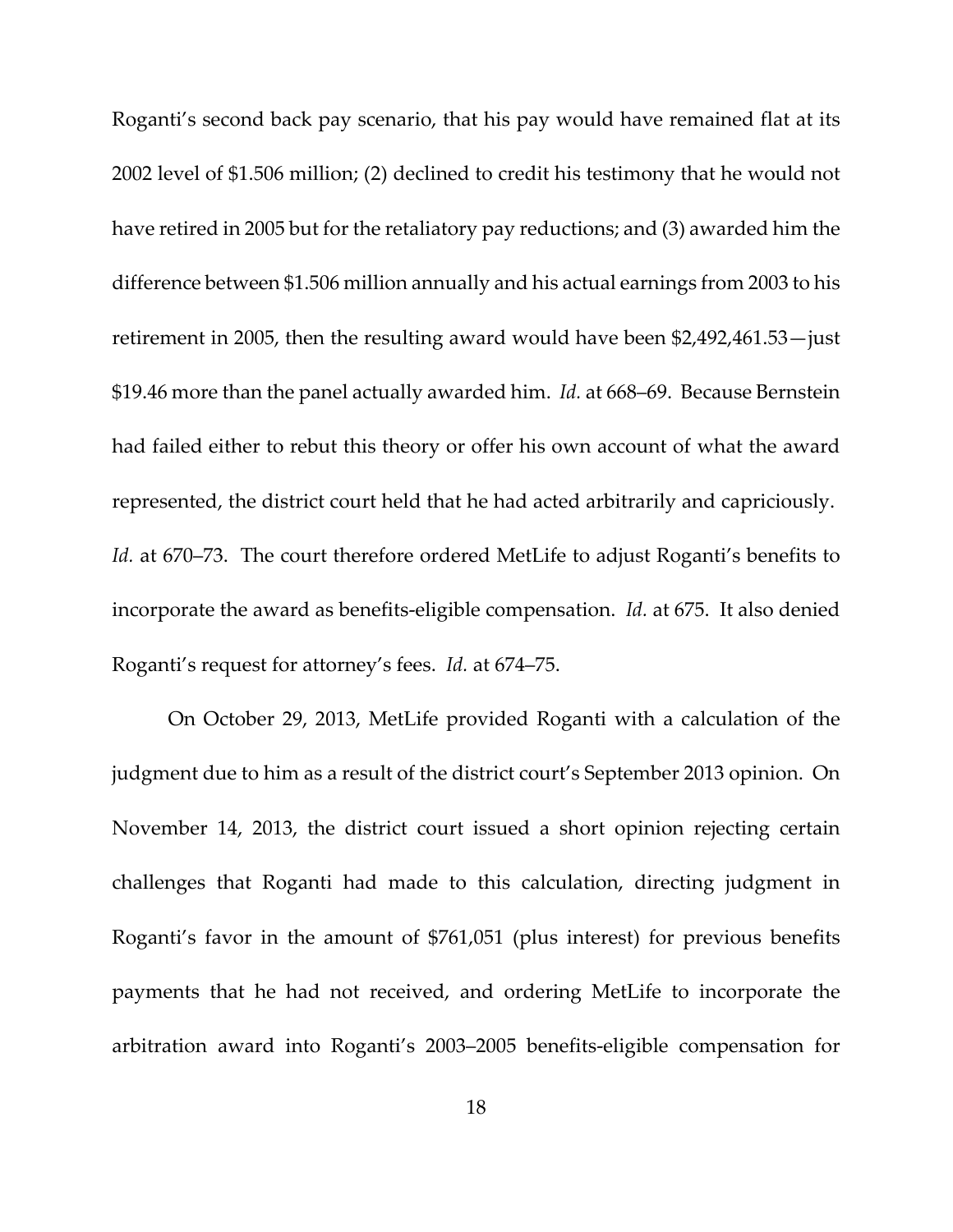Roganti's second back pay scenario, that his pay would have remained flat at its 2002 level of $1.506 million; (2) declined to credit his testimony that he would not have retired in 2005 but for the retaliatory pay reductions; and (3) awarded him the difference between $1.506 million annually and his actual earnings from 2003 to his retirement in 2005, then the resulting award would have been $2,492,461.53—just $19.46 more than the panel actually awarded him. *Id.* at 668–69. Because Bernstein had failed either to rebut this theory or offer his own account of what the award represented, the district court held that he had acted arbitrarily and capriciously. *Id.* at 670–73. The court therefore ordered MetLife to adjust Roganti's benefits to incorporate the award as benefits-eligible compensation. *Id.* at 675. It also denied Roganti's request for attorney's fees. *Id.* at 674–75.

On October 29, 2013, MetLife provided Roganti with a calculation of the judgment due to him as a result of the district court's September 2013 opinion. On November 14, 2013, the district court issued a short opinion rejecting certain challenges that Roganti had made to this calculation, directing judgment in Roganti's favor in the amount of $761,051 (plus interest) for previous benefits payments that he had not received, and ordering MetLife to incorporate the arbitration award into Roganti's 2003–2005 benefits-eligible compensation for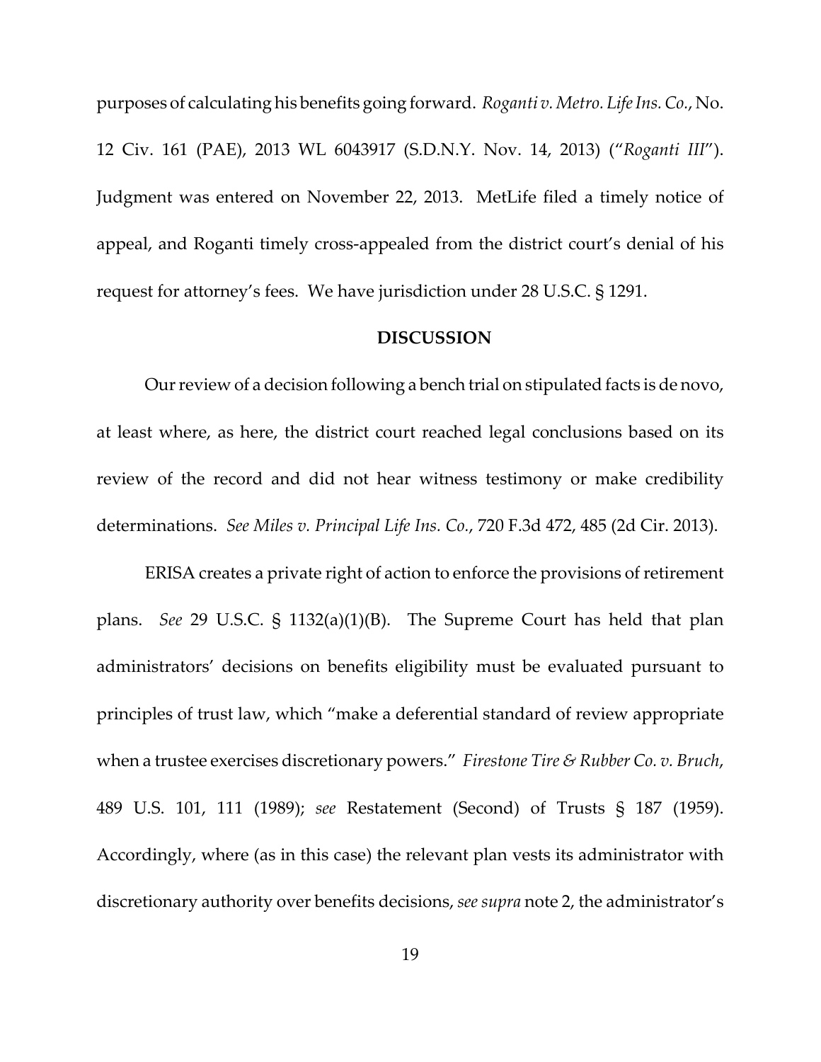purposes of calculating his benefits going forward. *Roganti v. Metro. Life Ins. Co.*, No. 12 Civ. 161 (PAE), 2013 WL 6043917 (S.D.N.Y. Nov. 14, 2013) ("*Roganti III*"). Judgment was entered on November 22, 2013. MetLife filed a timely notice of appeal, and Roganti timely cross-appealed from the district court's denial of his request for attorney's fees. We have jurisdiction under 28 U.S.C. § 1291.

## DISCUSSION

Our review of a decision following a bench trial on stipulated facts is de novo, at least where, as here, the district court reached legal conclusions based on its review of the record and did not hear witness testimony or make credibility determinations. *See Miles v. Principal Life Ins. Co.*, 720 F.3d 472, 485 (2d Cir. 2013).

ERISA creates a private right of action to enforce the provisions of retirement plans. *See* 29 U.S.C. § 1132(a)(1)(B). The Supreme Court has held that plan administrators' decisions on benefits eligibility must be evaluated pursuant to principles of trust law, which "make a deferential standard of review appropriate when a trustee exercises discretionary powers." *Firestone Tire & Rubber Co. v. Bruch*, 489 U.S. 101, 111 (1989); *see* Restatement (Second) of Trusts § 187 (1959). Accordingly, where (as in this case) the relevant plan vests its administrator with discretionary authority over benefits decisions, *see supra* note 2, the administrator's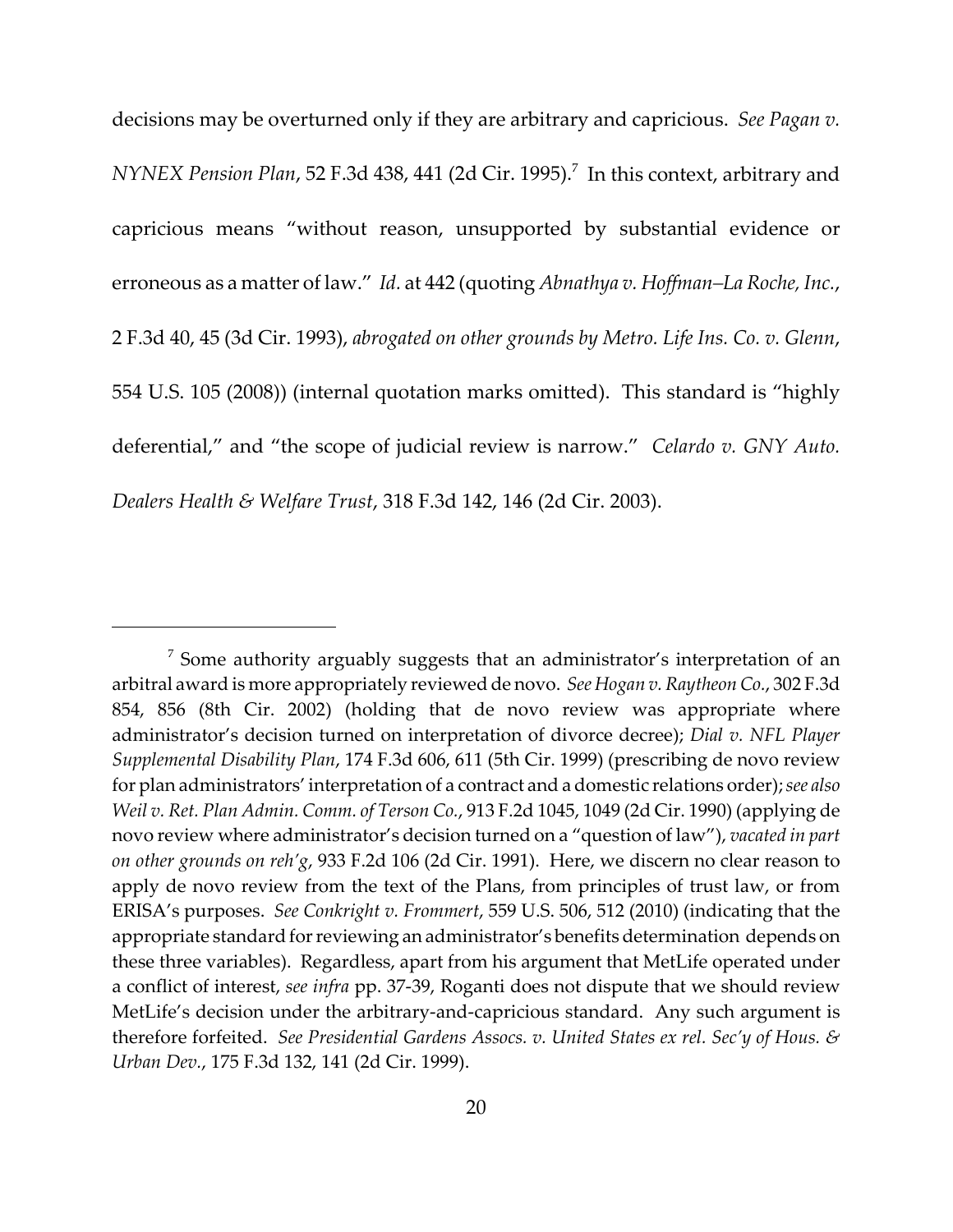decisions may be overturned only if they are arbitrary and capricious. *See Pagan v. NYNEX Pension Plan*, 52 F.3d 438, 441 (2d Cir. 1995).[7] In this context, arbitrary and capricious means "without reason, unsupported by substantial evidence or erroneous as a matter of law." *Id.* at 442 (quoting *Abnathya v. Hoffman–La Roche, Inc.*, 2 F.3d 40, 45 (3d Cir. 1993), *abrogated on other grounds by Metro. Life Ins. Co. v. Glenn*, 554 U.S. 105 (2008)) (internal quotation marks omitted). This standard is "highly deferential," and "the scope of judicial review is narrow." *Celardo v. GNY Auto. Dealers Health & Welfare Trust*, 318 F.3d 142, 146 (2d Cir. 2003).

---

[7] Some authority arguably suggests that an administrator's interpretation of an arbitral award is more appropriately reviewed de novo. *See Hogan v. Raytheon Co.*, 302 F.3d 854, 856 (8th Cir. 2002) (holding that de novo review was appropriate where administrator's decision turned on interpretation of divorce decree); *Dial v. NFL Player Supplemental Disability Plan*, 174 F.3d 606, 611 (5th Cir. 1999) (prescribing de novo review for plan administrators' interpretation of a contract and a domestic relations order); *see also Weil v. Ret. Plan Admin. Comm. of Terson Co.*, 913 F.2d 1045, 1049 (2d Cir. 1990) (applying de novo review where administrator's decision turned on a "question of law"), *vacated in part on other grounds on reh'g*, 933 F.2d 106 (2d Cir. 1991). Here, we discern no clear reason to apply de novo review from the text of the Plans, from principles of trust law, or from ERISA's purposes. *See Conkright v. Frommert*, 559 U.S. 506, 512 (2010) (indicating that the appropriate standard for reviewing an administrator's benefits determination depends on these three variables). Regardless, apart from his argument that MetLife operated under a conflict of interest, *see infra* pp. 37-39, Roganti does not dispute that we should review MetLife's decision under the arbitrary-and-capricious standard. Any such argument is therefore forfeited. *See Presidential Gardens Assocs. v. United States ex rel. Sec'y of Hous. & Urban Dev.*, 175 F.3d 132, 141 (2d Cir. 1999).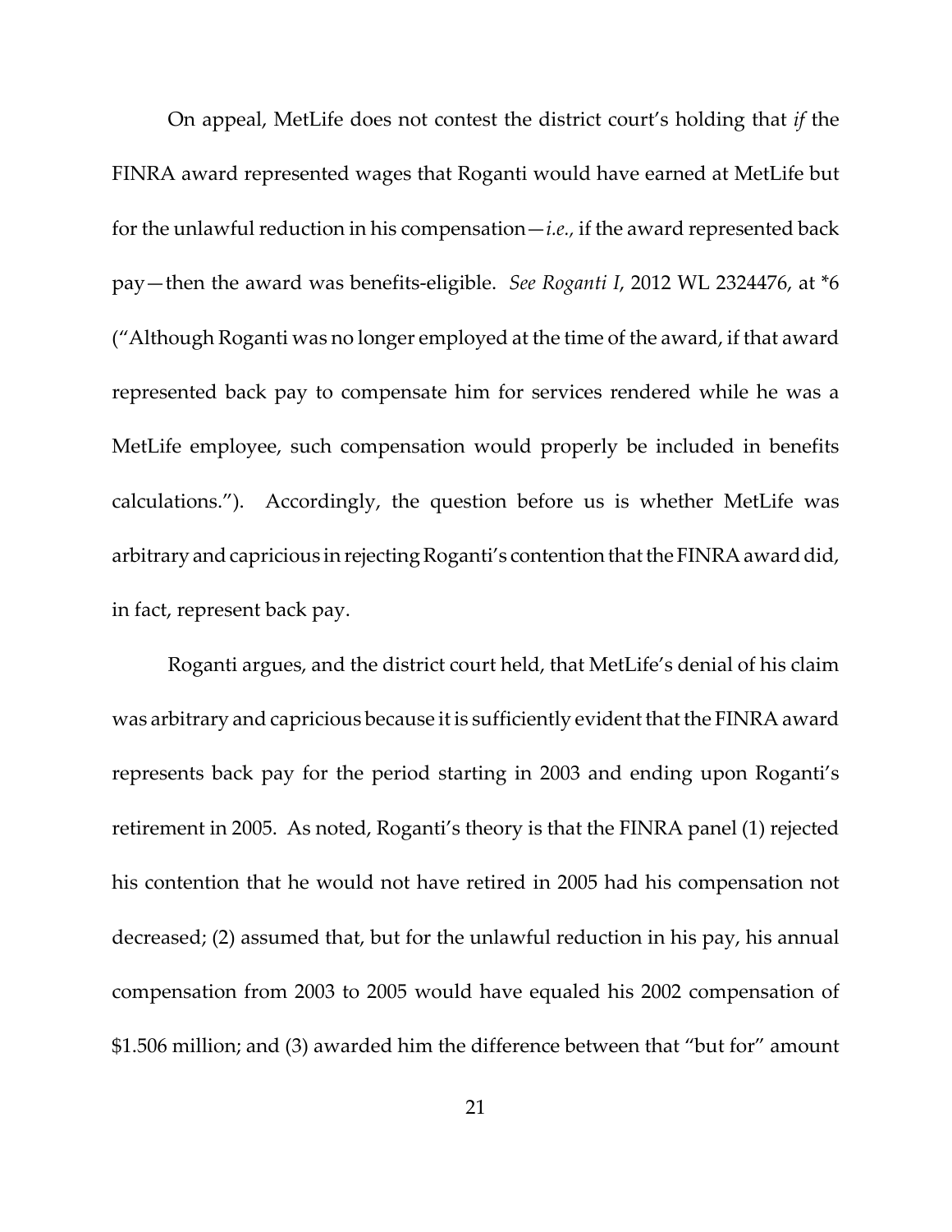On appeal, MetLife does not contest the district court's holding that *if* the FINRA award represented wages that Roganti would have earned at MetLife but for the unlawful reduction in his compensation—*i.e.*, if the award represented back pay—then the award was benefits-eligible. *See Roganti I*, 2012 WL 2324476, at *6 ("Although Roganti was no longer employed at the time of the award, if that award represented back pay to compensate him for services rendered while he was a MetLife employee, such compensation would properly be included in benefits calculations."). Accordingly, the question before us is whether MetLife was arbitrary and capricious in rejecting Roganti's contention that the FINRA award did, in fact, represent back pay.

Roganti argues, and the district court held, that MetLife's denial of his claim was arbitrary and capricious because it is sufficiently evident that the FINRA award represents back pay for the period starting in 2003 and ending upon Roganti's retirement in 2005. As noted, Roganti's theory is that the FINRA panel (1) rejected his contention that he would not have retired in 2005 had his compensation not decreased; (2) assumed that, but for the unlawful reduction in his pay, his annual compensation from 2003 to 2005 would have equaled his 2002 compensation of $1.506 million; and (3) awarded him the difference between that "but for" amount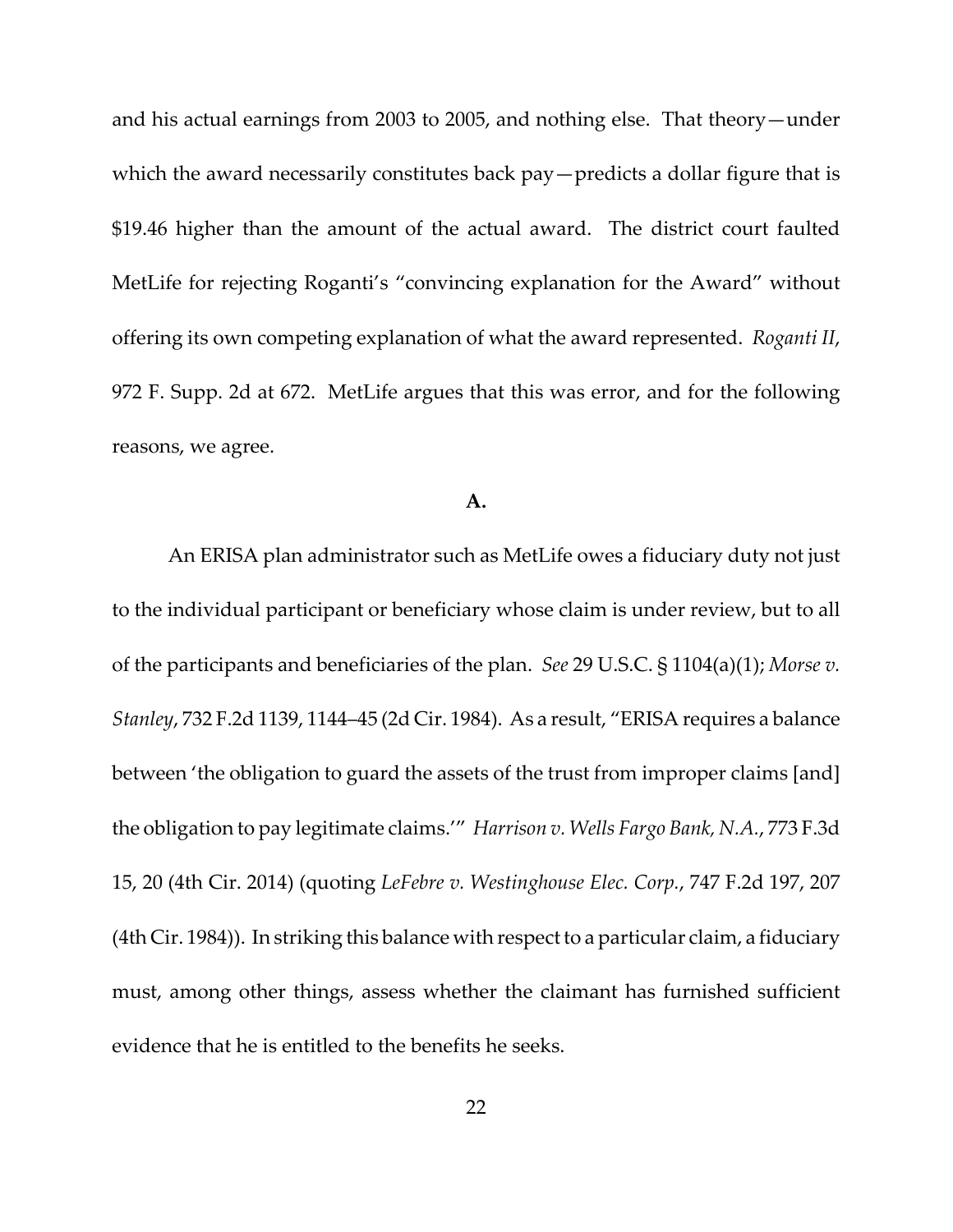and his actual earnings from 2003 to 2005, and nothing else. That theory—under which the award necessarily constitutes back pay—predicts a dollar figure that is $19.46 higher than the amount of the actual award. The district court faulted MetLife for rejecting Roganti's "convincing explanation for the Award" without offering its own competing explanation of what the award represented. *Roganti II*, 972 F. Supp. 2d at 672. MetLife argues that this was error, and for the following reasons, we agree.

**A.**

An ERISA plan administrator such as MetLife owes a fiduciary duty not just to the individual participant or beneficiary whose claim is under review, but to all of the participants and beneficiaries of the plan. *See* 29 U.S.C. § 1104(a)(1); *Morse v. Stanley*, 732 F.2d 1139, 1144–45 (2d Cir. 1984). As a result, "ERISA requires a balance between 'the obligation to guard the assets of the trust from improper claims [and] the obligation to pay legitimate claims.'" *Harrison v. Wells Fargo Bank, N.A.*, 773 F.3d 15, 20 (4th Cir. 2014) (quoting *LeFebre v. Westinghouse Elec. Corp.*, 747 F.2d 197, 207 (4th Cir. 1984)). In striking this balance with respect to a particular claim, a fiduciary must, among other things, assess whether the claimant has furnished sufficient evidence that he is entitled to the benefits he seeks.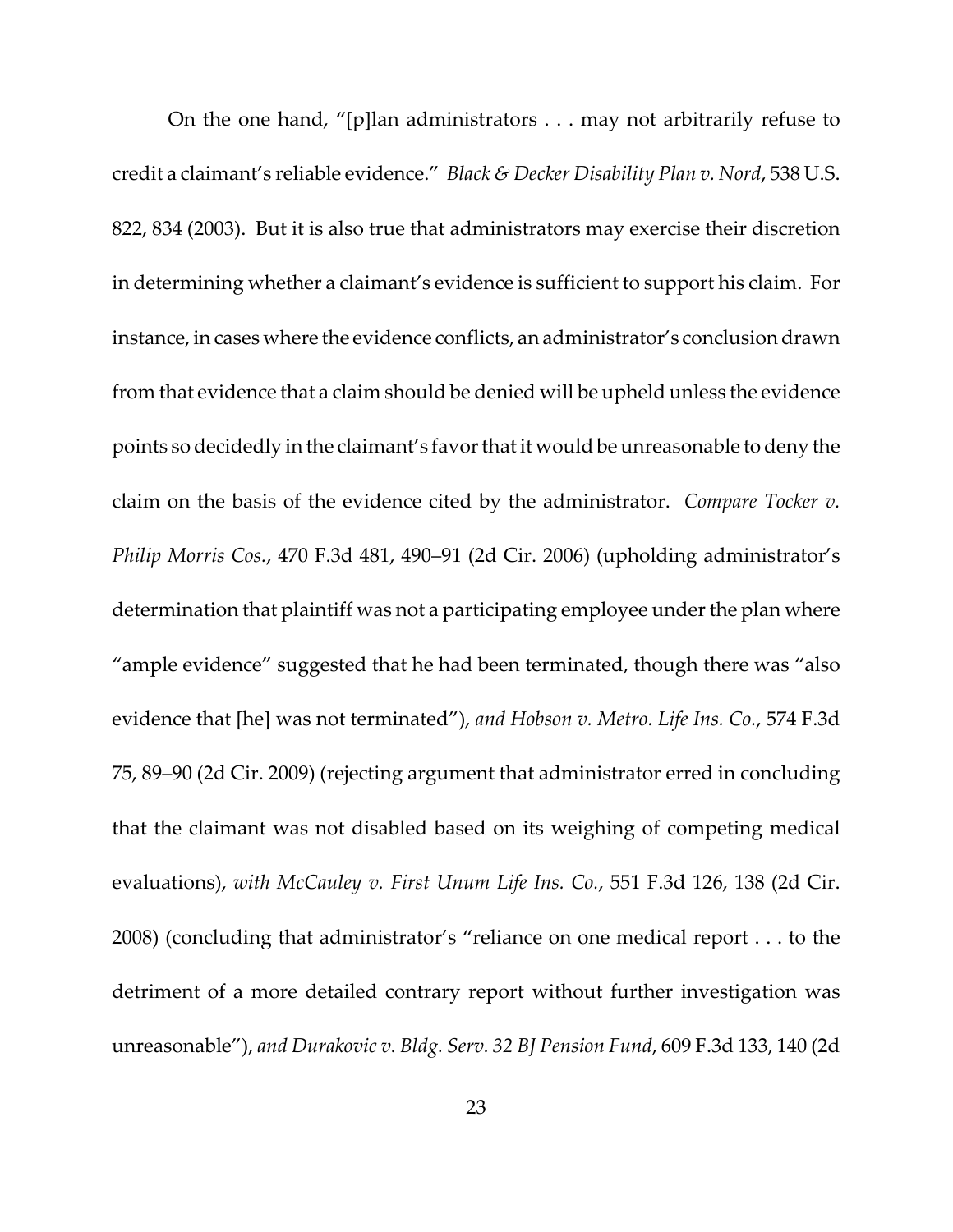On the one hand, "[p]lan administrators . . . may not arbitrarily refuse to credit a claimant's reliable evidence." *Black & Decker Disability Plan v. Nord*, 538 U.S. 822, 834 (2003). But it is also true that administrators may exercise their discretion in determining whether a claimant's evidence is sufficient to support his claim. For instance, in cases where the evidence conflicts, an administrator's conclusion drawn from that evidence that a claim should be denied will be upheld unless the evidence points so decidedly in the claimant's favor that it would be unreasonable to deny the claim on the basis of the evidence cited by the administrator. *Compare Tocker v. Philip Morris Cos.*, 470 F.3d 481, 490–91 (2d Cir. 2006) (upholding administrator's determination that plaintiff was not a participating employee under the plan where "ample evidence" suggested that he had been terminated, though there was "also evidence that [he] was not terminated"), *and Hobson v. Metro. Life Ins. Co.*, 574 F.3d 75, 89–90 (2d Cir. 2009) (rejecting argument that administrator erred in concluding that the claimant was not disabled based on its weighing of competing medical evaluations), *with McCauley v. First Unum Life Ins. Co.*, 551 F.3d 126, 138 (2d Cir. 2008) (concluding that administrator's "reliance on one medical report . . . to the detriment of a more detailed contrary report without further investigation was unreasonable"), *and Durakovic v. Bldg. Serv. 32 BJ Pension Fund*, 609 F.3d 133, 140 (2d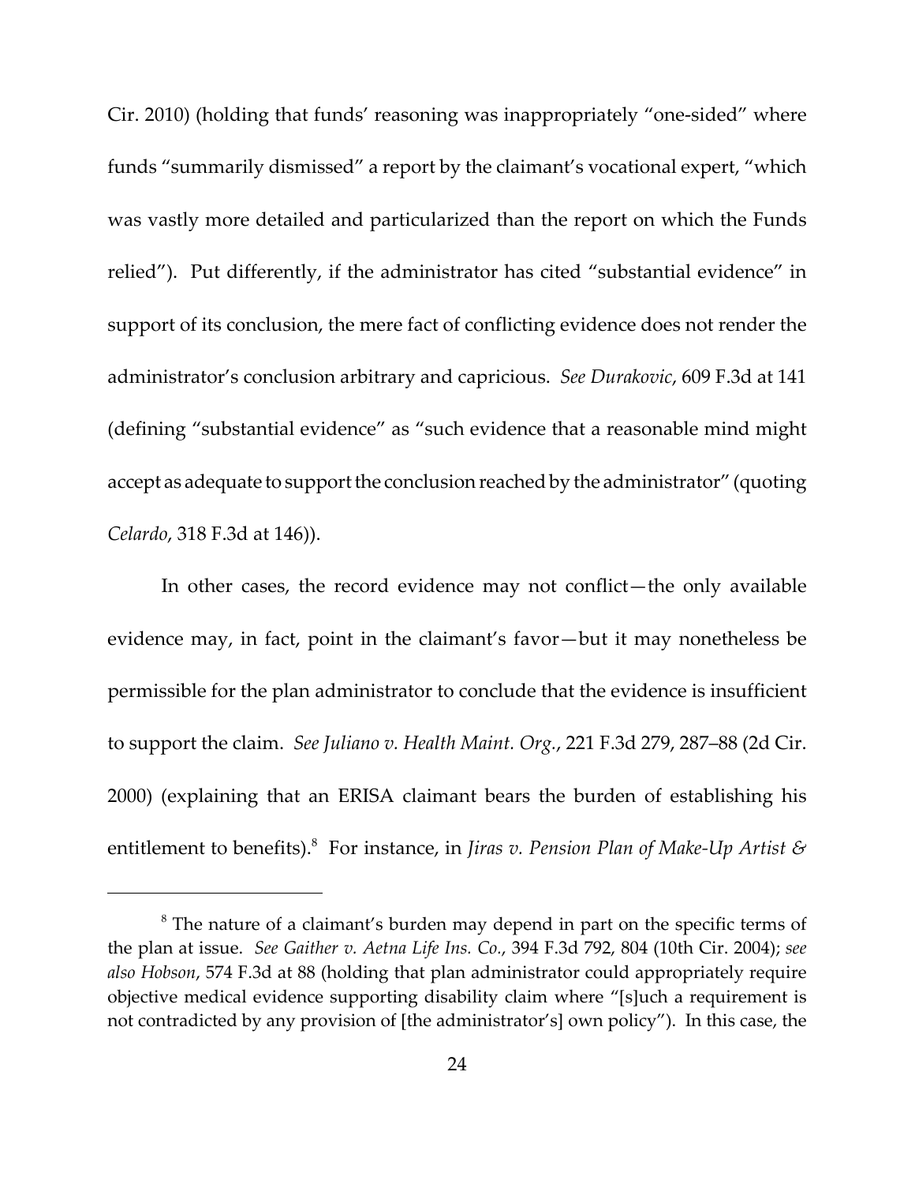Cir. 2010) (holding that funds' reasoning was inappropriately "one-sided" where funds "summarily dismissed" a report by the claimant's vocational expert, "which was vastly more detailed and particularized than the report on which the Funds relied"). Put differently, if the administrator has cited "substantial evidence" in support of its conclusion, the mere fact of conflicting evidence does not render the administrator's conclusion arbitrary and capricious. *See Durakovic*, 609 F.3d at 141 (defining "substantial evidence" as "such evidence that a reasonable mind might accept as adequate to support the conclusion reached by the administrator" (quoting *Celardo*, 318 F.3d at 146)).

In other cases, the record evidence may not conflict—the only available evidence may, in fact, point in the claimant's favor—but it may nonetheless be permissible for the plan administrator to conclude that the evidence is insufficient to support the claim. *See Juliano v. Health Maint. Org.*, 221 F.3d 279, 287–88 (2d Cir. 2000) (explaining that an ERISA claimant bears the burden of establishing his entitlement to benefits).[8] For instance, in *Jiras v. Pension Plan of Make-Up Artist &*

---

[8] The nature of a claimant's burden may depend in part on the specific terms of the plan at issue. *See Gaither v. Aetna Life Ins. Co.*, 394 F.3d 792, 804 (10th Cir. 2004); *see also Hobson*, 574 F.3d at 88 (holding that plan administrator could appropriately require objective medical evidence supporting disability claim where "[s]uch a requirement is not contradicted by any provision of [the administrator's] own policy"). In this case, the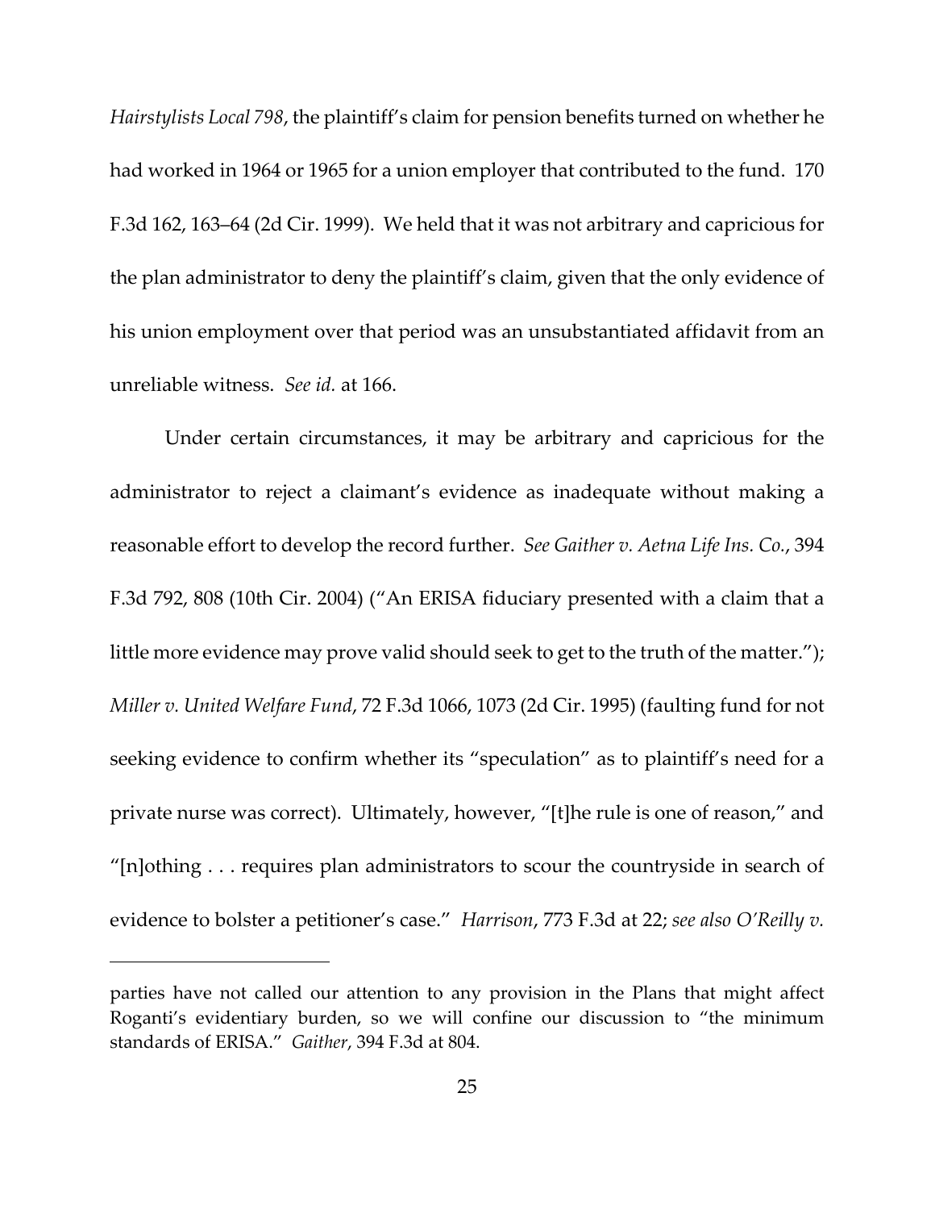*Hairstylists Local 798*, the plaintiff's claim for pension benefits turned on whether he had worked in 1964 or 1965 for a union employer that contributed to the fund. 170 F.3d 162, 163–64 (2d Cir. 1999). We held that it was not arbitrary and capricious for the plan administrator to deny the plaintiff's claim, given that the only evidence of his union employment over that period was an unsubstantiated affidavit from an unreliable witness. *See id.* at 166.

Under certain circumstances, it may be arbitrary and capricious for the administrator to reject a claimant's evidence as inadequate without making a reasonable effort to develop the record further. *See Gaither v. Aetna Life Ins. Co.*, 394 F.3d 792, 808 (10th Cir. 2004) ("An ERISA fiduciary presented with a claim that a little more evidence may prove valid should seek to get to the truth of the matter."); *Miller v. United Welfare Fund*, 72 F.3d 1066, 1073 (2d Cir. 1995) (faulting fund for not seeking evidence to confirm whether its "speculation" as to plaintiff's need for a private nurse was correct). Ultimately, however, "[t]he rule is one of reason," and "[n]othing . . . requires plan administrators to scour the countryside in search of evidence to bolster a petitioner's case." *Harrison*, 773 F.3d at 22; *see also O'Reilly v.*

---

parties have not called our attention to any provision in the Plans that might affect Roganti's evidentiary burden, so we will confine our discussion to "the minimum standards of ERISA." *Gaither*, 394 F.3d at 804.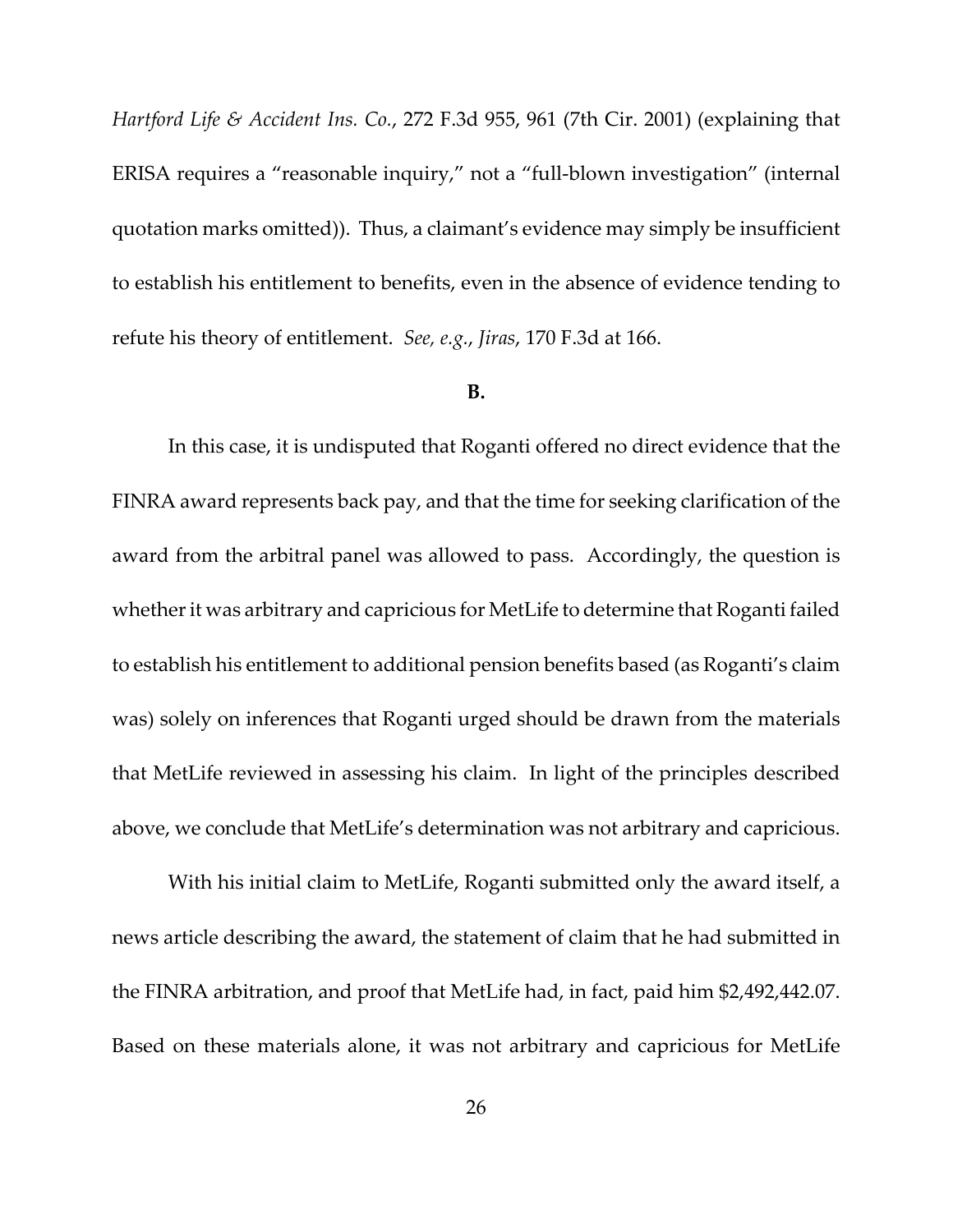*Hartford Life & Accident Ins. Co.*, 272 F.3d 955, 961 (7th Cir. 2001) (explaining that ERISA requires a "reasonable inquiry," not a "full-blown investigation" (internal quotation marks omitted)). Thus, a claimant's evidence may simply be insufficient to establish his entitlement to benefits, even in the absence of evidence tending to refute his theory of entitlement. *See, e.g.*, *Jiras*, 170 F.3d at 166.

**B.**

In this case, it is undisputed that Roganti offered no direct evidence that the FINRA award represents back pay, and that the time for seeking clarification of the award from the arbitral panel was allowed to pass. Accordingly, the question is whether it was arbitrary and capricious for MetLife to determine that Roganti failed to establish his entitlement to additional pension benefits based (as Roganti's claim was) solely on inferences that Roganti urged should be drawn from the materials that MetLife reviewed in assessing his claim. In light of the principles described above, we conclude that MetLife's determination was not arbitrary and capricious.

With his initial claim to MetLife, Roganti submitted only the award itself, a news article describing the award, the statement of claim that he had submitted in the FINRA arbitration, and proof that MetLife had, in fact, paid him $2,492,442.07. Based on these materials alone, it was not arbitrary and capricious for MetLife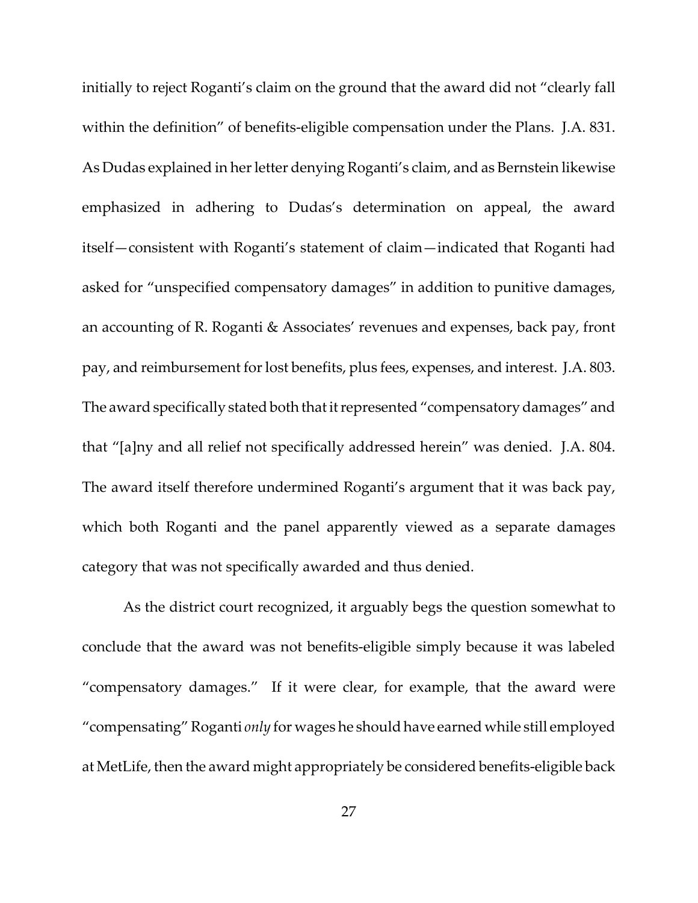initially to reject Roganti's claim on the ground that the award did not "clearly fall within the definition" of benefits-eligible compensation under the Plans. J.A. 831. As Dudas explained in her letter denying Roganti's claim, and as Bernstein likewise emphasized in adhering to Dudas's determination on appeal, the award itself—consistent with Roganti's statement of claim—indicated that Roganti had asked for "unspecified compensatory damages" in addition to punitive damages, an accounting of R. Roganti & Associates' revenues and expenses, back pay, front pay, and reimbursement for lost benefits, plus fees, expenses, and interest. J.A. 803. The award specifically stated both that it represented "compensatory damages" and that "[a]ny and all relief not specifically addressed herein" was denied. J.A. 804. The award itself therefore undermined Roganti's argument that it was back pay, which both Roganti and the panel apparently viewed as a separate damages category that was not specifically awarded and thus denied.

As the district court recognized, it arguably begs the question somewhat to conclude that the award was not benefits-eligible simply because it was labeled "compensatory damages." If it were clear, for example, that the award were "compensating" Roganti *only* for wages he should have earned while still employed at MetLife, then the award might appropriately be considered benefits-eligible back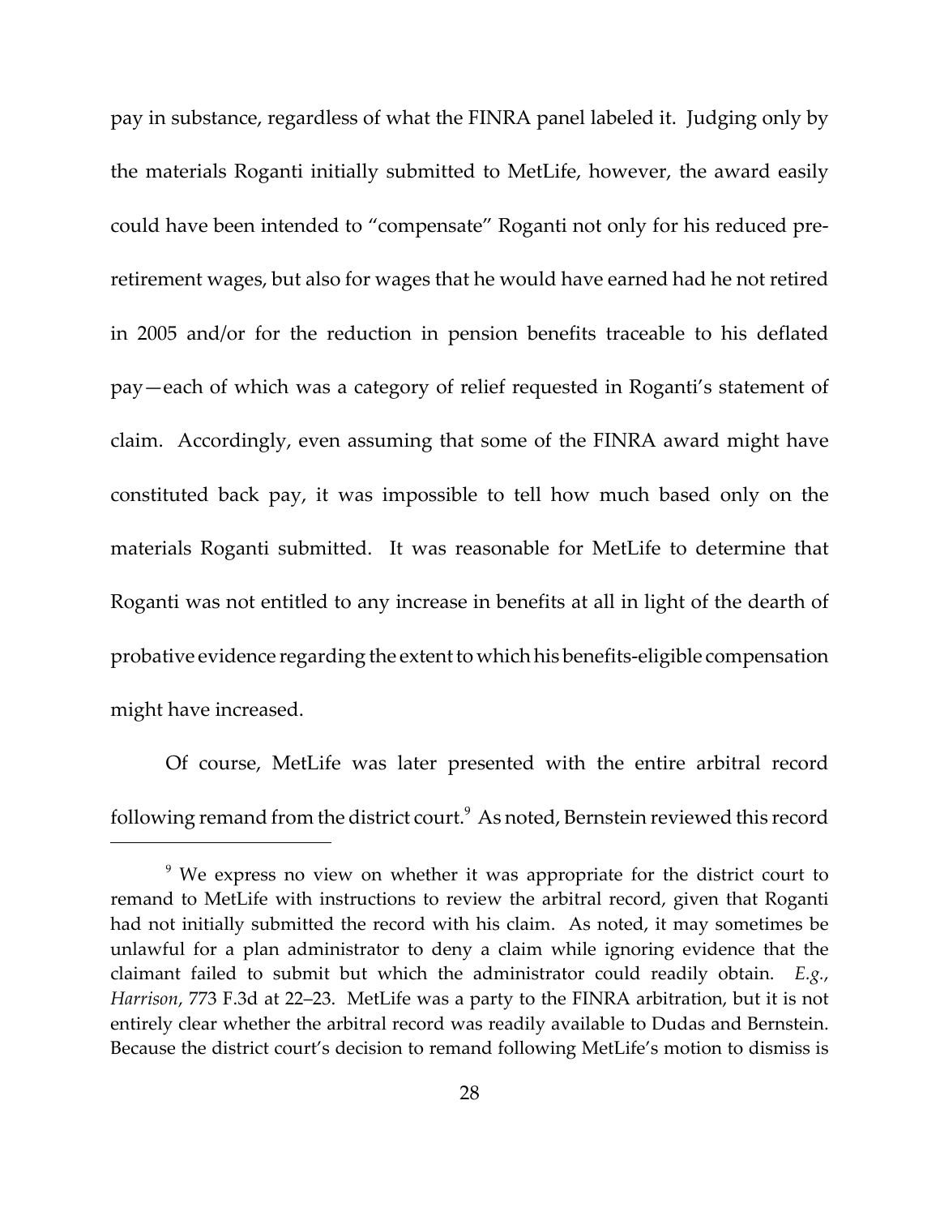pay in substance, regardless of what the FINRA panel labeled it. Judging only by the materials Roganti initially submitted to MetLife, however, the award easily could have been intended to "compensate" Roganti not only for his reduced pre-retirement wages, but also for wages that he would have earned had he not retired in 2005 and/or for the reduction in pension benefits traceable to his deflated pay—each of which was a category of relief requested in Roganti's statement of claim. Accordingly, even assuming that some of the FINRA award might have constituted back pay, it was impossible to tell how much based only on the materials Roganti submitted. It was reasonable for MetLife to determine that Roganti was not entitled to any increase in benefits at all in light of the dearth of probative evidence regarding the extent to which his benefits-eligible compensation might have increased.

Of course, MetLife was later presented with the entire arbitral record following remand from the district court.[9] As noted, Bernstein reviewed this record

[9] We express no view on whether it was appropriate for the district court to remand to MetLife with instructions to review the arbitral record, given that Roganti had not initially submitted the record with his claim. As noted, it may sometimes be unlawful for a plan administrator to deny a claim while ignoring evidence that the claimant failed to submit but which the administrator could readily obtain. *E.g.*, *Harrison*, 773 F.3d at 22–23. MetLife was a party to the FINRA arbitration, but it is not entirely clear whether the arbitral record was readily available to Dudas and Bernstein. Because the district court's decision to remand following MetLife's motion to dismiss is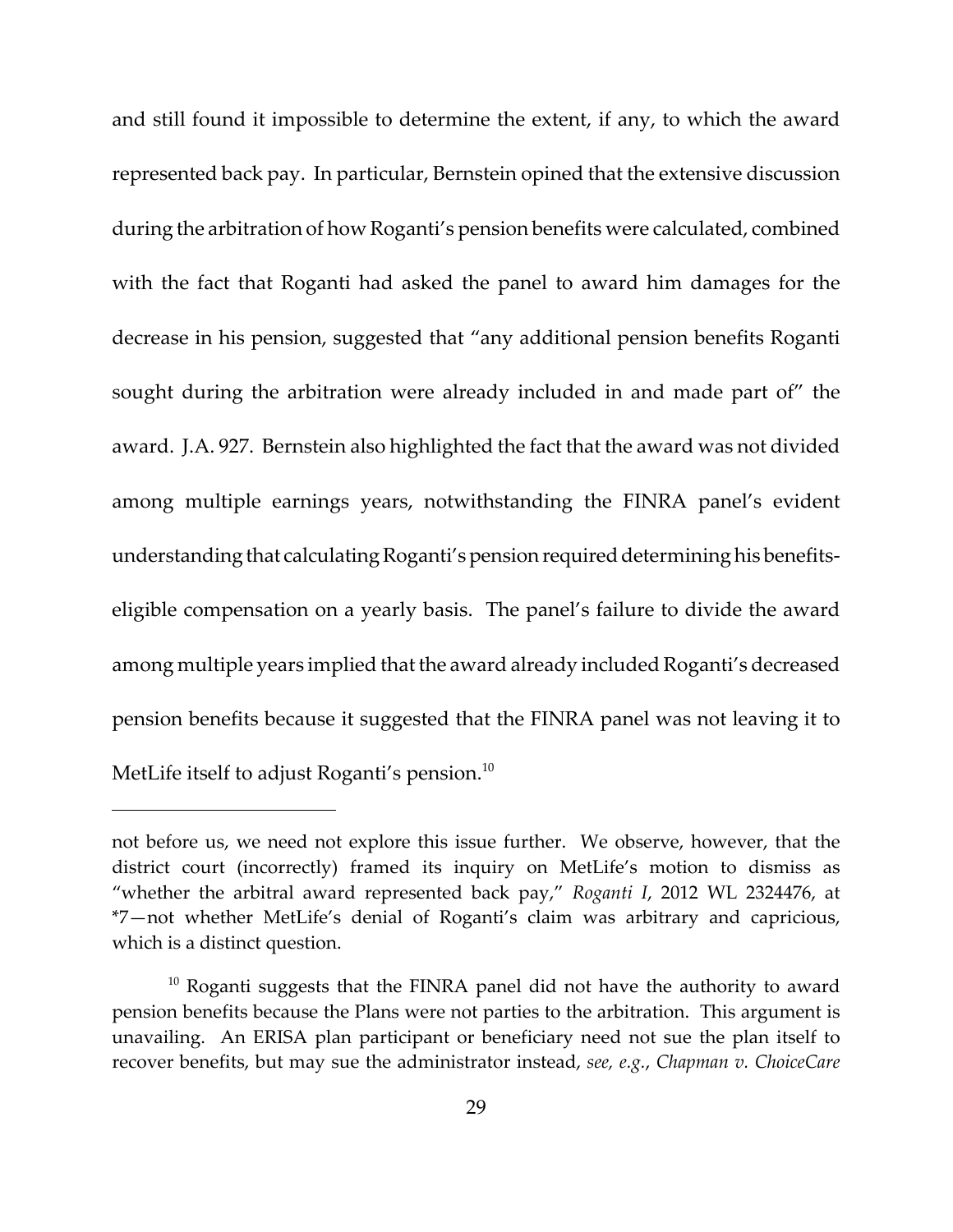and still found it impossible to determine the extent, if any, to which the award represented back pay. In particular, Bernstein opined that the extensive discussion during the arbitration of how Roganti's pension benefits were calculated, combined with the fact that Roganti had asked the panel to award him damages for the decrease in his pension, suggested that "any additional pension benefits Roganti sought during the arbitration were already included in and made part of" the award. J.A. 927. Bernstein also highlighted the fact that the award was not divided among multiple earnings years, notwithstanding the FINRA panel's evident understanding that calculating Roganti's pension required determining his benefits-eligible compensation on a yearly basis. The panel's failure to divide the award among multiple years implied that the award already included Roganti's decreased pension benefits because it suggested that the FINRA panel was not leaving it to MetLife itself to adjust Roganti's pension.[10]

---

not before us, we need not explore this issue further. We observe, however, that the district court (incorrectly) framed its inquiry on MetLife's motion to dismiss as "whether the arbitral award represented back pay," *Roganti I*, 2012 WL 2324476, at *7—not whether MetLife's denial of Roganti's claim was arbitrary and capricious, which is a distinct question.

[10] Roganti suggests that the FINRA panel did not have the authority to award pension benefits because the Plans were not parties to the arbitration. This argument is unavailing. An ERISA plan participant or beneficiary need not sue the plan itself to recover benefits, but may sue the administrator instead, *see, e.g.*, *Chapman v. ChoiceCare*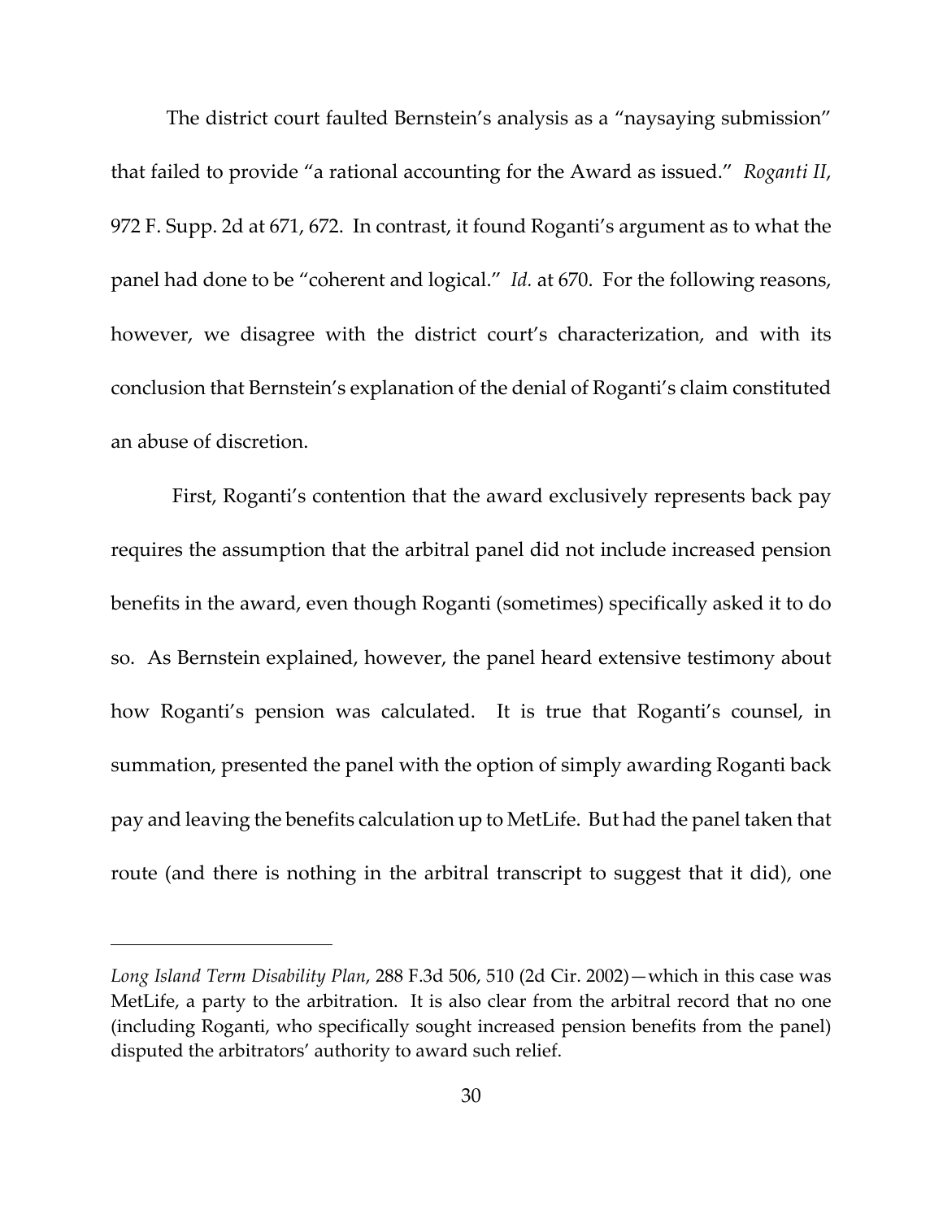The district court faulted Bernstein's analysis as a "naysaying submission" that failed to provide "a rational accounting for the Award as issued." *Roganti II*, 972 F. Supp. 2d at 671, 672. In contrast, it found Roganti's argument as to what the panel had done to be "coherent and logical." *Id.* at 670. For the following reasons, however, we disagree with the district court's characterization, and with its conclusion that Bernstein's explanation of the denial of Roganti's claim constituted an abuse of discretion.

First, Roganti's contention that the award exclusively represents back pay requires the assumption that the arbitral panel did not include increased pension benefits in the award, even though Roganti (sometimes) specifically asked it to do so. As Bernstein explained, however, the panel heard extensive testimony about how Roganti's pension was calculated. It is true that Roganti's counsel, in summation, presented the panel with the option of simply awarding Roganti back pay and leaving the benefits calculation up to MetLife. But had the panel taken that route (and there is nothing in the arbitral transcript to suggest that it did), one

---

*Long Island Term Disability Plan*, 288 F.3d 506, 510 (2d Cir. 2002)—which in this case was MetLife, a party to the arbitration. It is also clear from the arbitral record that no one (including Roganti, who specifically sought increased pension benefits from the panel) disputed the arbitrators' authority to award such relief.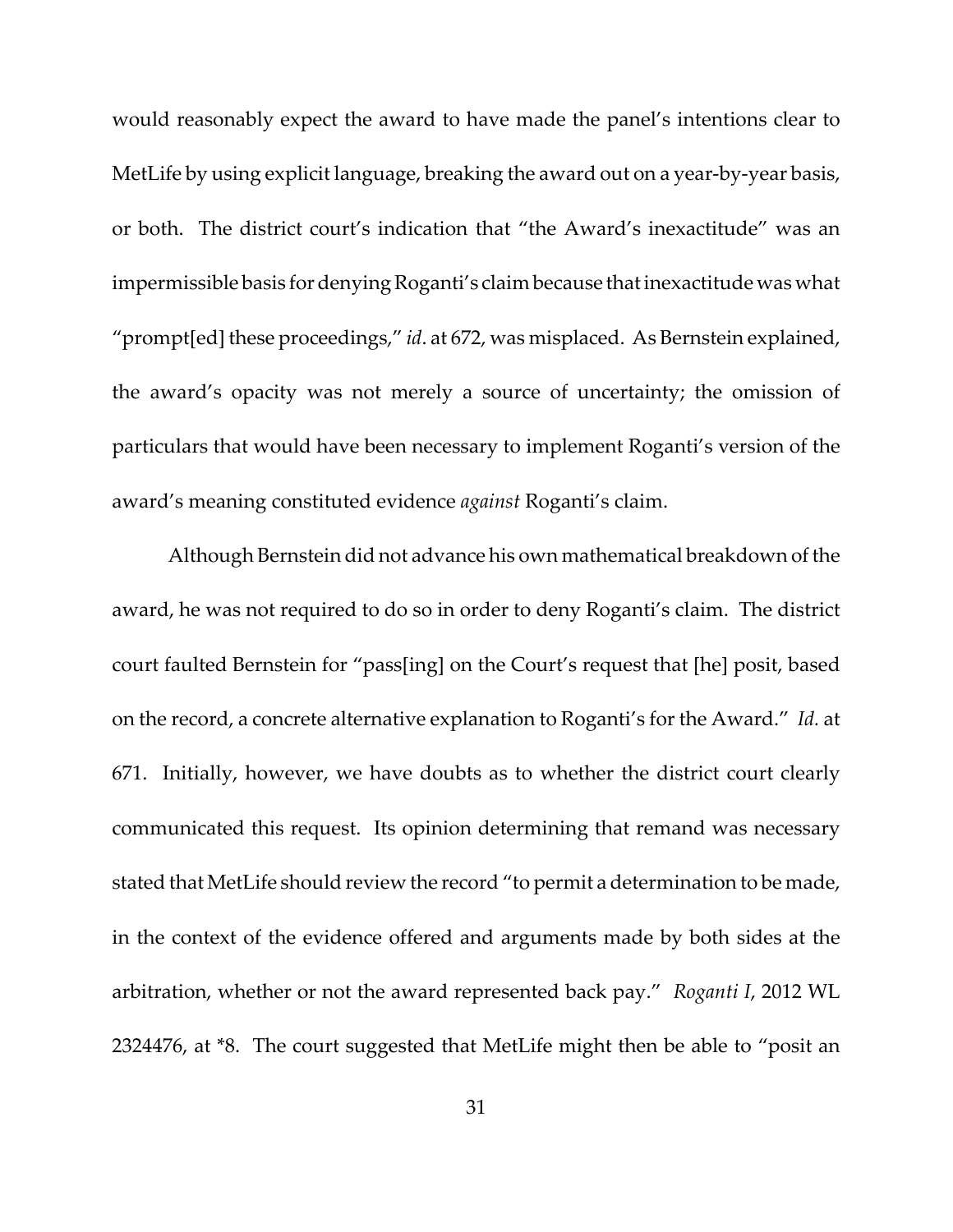would reasonably expect the award to have made the panel's intentions clear to MetLife by using explicit language, breaking the award out on a year-by-year basis, or both. The district court's indication that "the Award's inexactitude" was an impermissible basis for denying Roganti's claim because that inexactitude was what "prompt[ed] these proceedings," *id*. at 672, was misplaced. As Bernstein explained, the award's opacity was not merely a source of uncertainty; the omission of particulars that would have been necessary to implement Roganti's version of the award's meaning constituted evidence *against* Roganti's claim.

Although Bernstein did not advance his own mathematical breakdown of the award, he was not required to do so in order to deny Roganti's claim. The district court faulted Bernstein for "pass[ing] on the Court's request that [he] posit, based on the record, a concrete alternative explanation to Roganti's for the Award." *Id.* at 671. Initially, however, we have doubts as to whether the district court clearly communicated this request. Its opinion determining that remand was necessary stated that MetLife should review the record "to permit a determination to be made, in the context of the evidence offered and arguments made by both sides at the arbitration, whether or not the award represented back pay." *Roganti I*, 2012 WL 2324476, at *8. The court suggested that MetLife might then be able to "posit an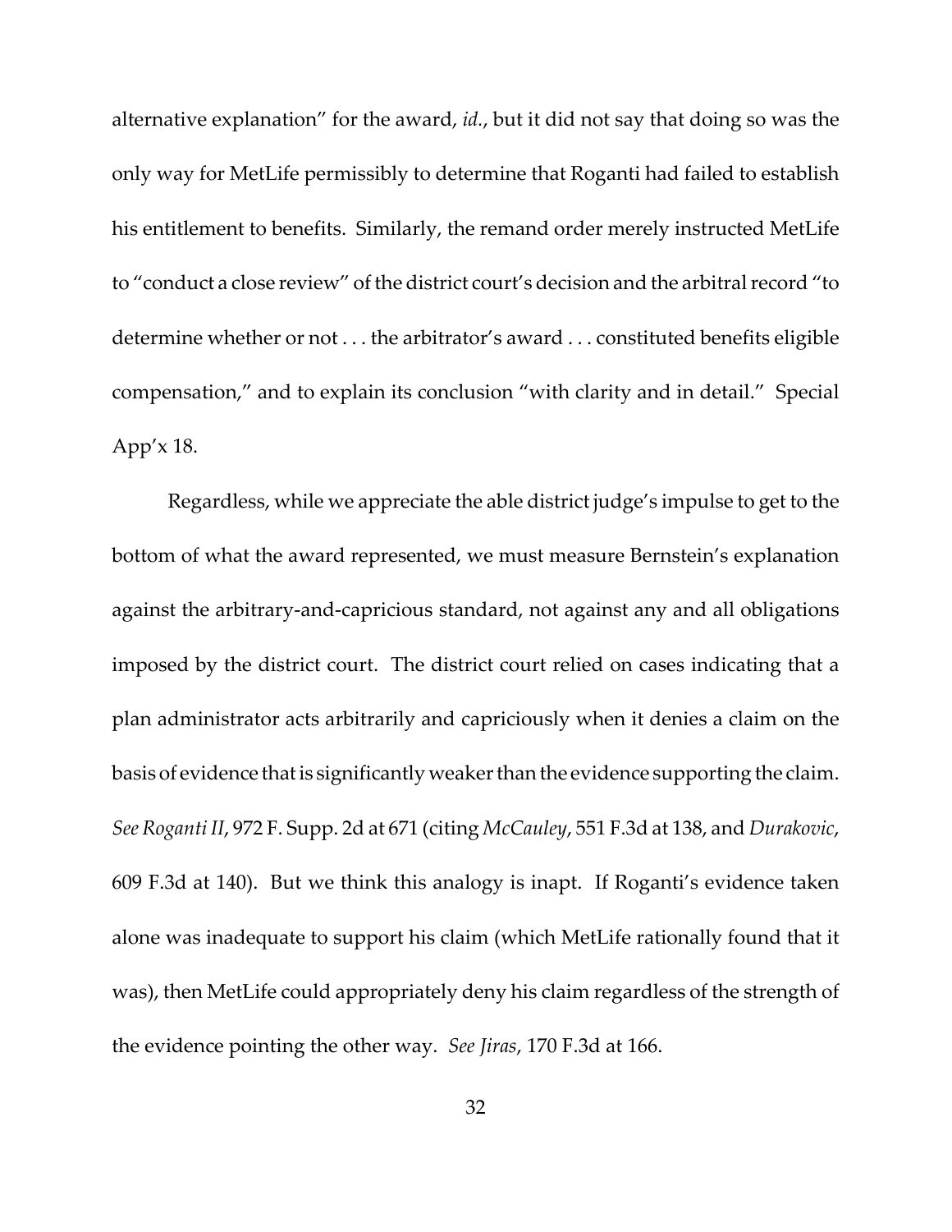alternative explanation" for the award, *id.*, but it did not say that doing so was the only way for MetLife permissibly to determine that Roganti had failed to establish his entitlement to benefits. Similarly, the remand order merely instructed MetLife to "conduct a close review" of the district court's decision and the arbitral record "to determine whether or not . . . the arbitrator's award . . . constituted benefits eligible compensation," and to explain its conclusion "with clarity and in detail." Special App'x 18.

Regardless, while we appreciate the able district judge's impulse to get to the bottom of what the award represented, we must measure Bernstein's explanation against the arbitrary-and-capricious standard, not against any and all obligations imposed by the district court. The district court relied on cases indicating that a plan administrator acts arbitrarily and capriciously when it denies a claim on the basis of evidence that is significantly weaker than the evidence supporting the claim. *See Roganti II*, 972 F. Supp. 2d at 671 (citing *McCauley*, 551 F.3d at 138, and *Durakovic*, 609 F.3d at 140). But we think this analogy is inapt. If Roganti's evidence taken alone was inadequate to support his claim (which MetLife rationally found that it was), then MetLife could appropriately deny his claim regardless of the strength of the evidence pointing the other way. *See Jiras*, 170 F.3d at 166.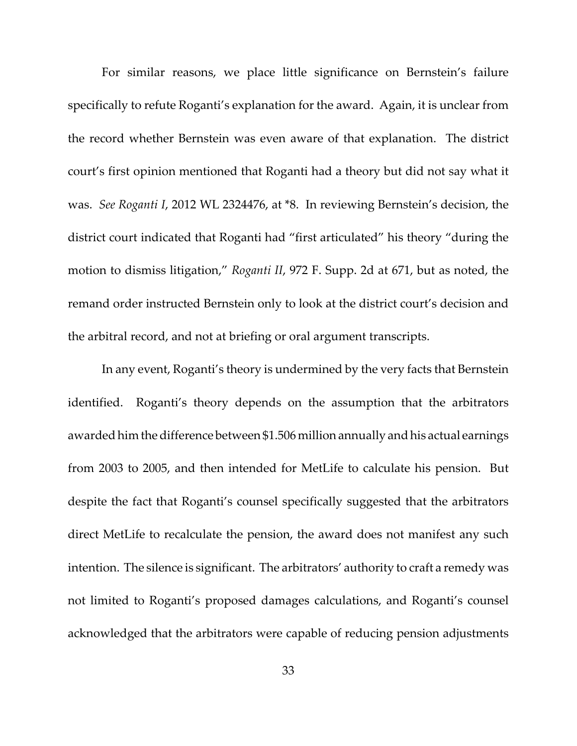For similar reasons, we place little significance on Bernstein's failure specifically to refute Roganti's explanation for the award. Again, it is unclear from the record whether Bernstein was even aware of that explanation. The district court's first opinion mentioned that Roganti had a theory but did not say what it was. *See Roganti I*, 2012 WL 2324476, at *8. In reviewing Bernstein's decision, the district court indicated that Roganti had "first articulated" his theory "during the motion to dismiss litigation," *Roganti II*, 972 F. Supp. 2d at 671, but as noted, the remand order instructed Bernstein only to look at the district court's decision and the arbitral record, and not at briefing or oral argument transcripts.

In any event, Roganti's theory is undermined by the very facts that Bernstein identified. Roganti's theory depends on the assumption that the arbitrators awarded him the difference between $1.506 million annually and his actual earnings from 2003 to 2005, and then intended for MetLife to calculate his pension. But despite the fact that Roganti's counsel specifically suggested that the arbitrators direct MetLife to recalculate the pension, the award does not manifest any such intention. The silence is significant. The arbitrators' authority to craft a remedy was not limited to Roganti's proposed damages calculations, and Roganti's counsel acknowledged that the arbitrators were capable of reducing pension adjustments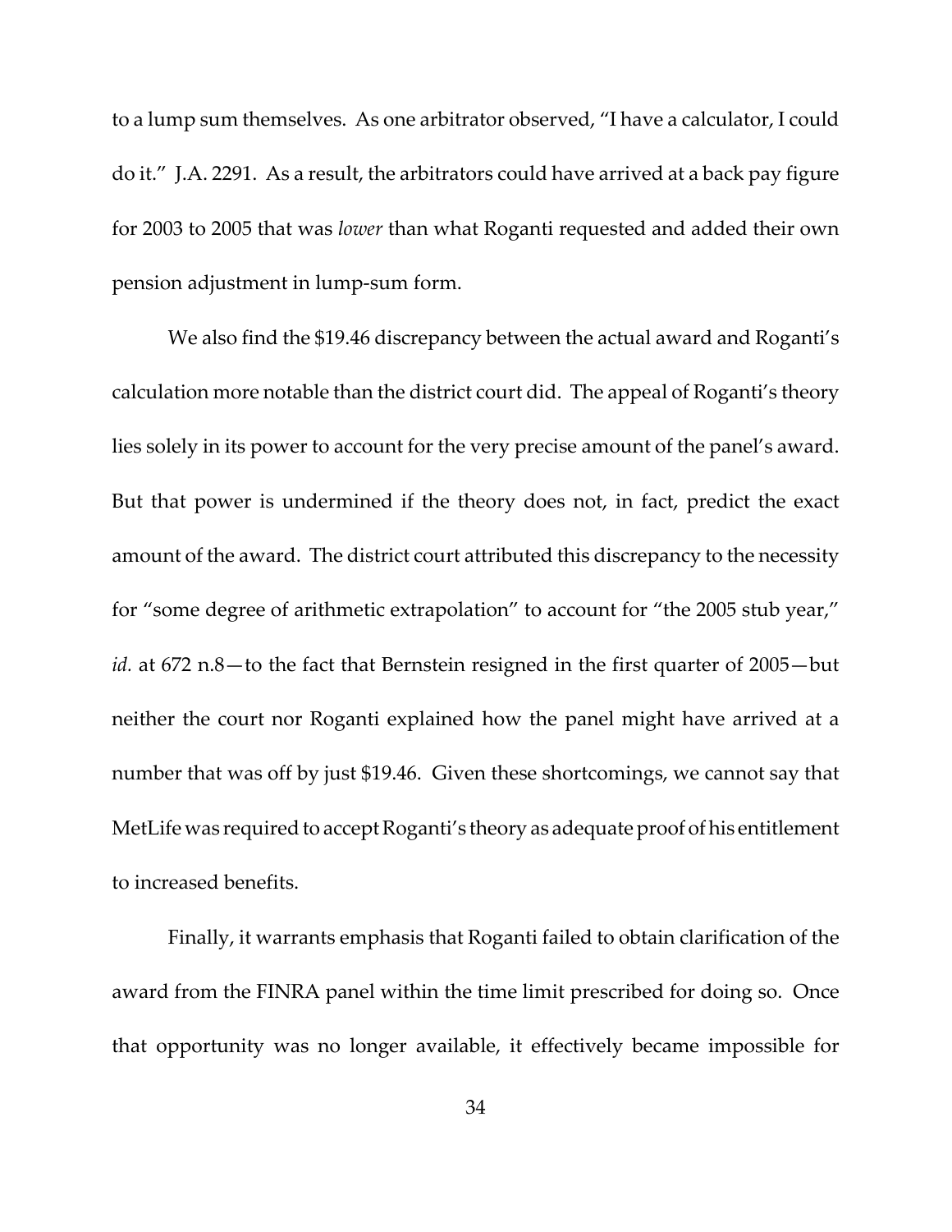to a lump sum themselves. As one arbitrator observed, "I have a calculator, I could do it." J.A. 2291. As a result, the arbitrators could have arrived at a back pay figure for 2003 to 2005 that was *lower* than what Roganti requested and added their own pension adjustment in lump-sum form.

We also find the $19.46 discrepancy between the actual award and Roganti's calculation more notable than the district court did. The appeal of Roganti's theory lies solely in its power to account for the very precise amount of the panel's award. But that power is undermined if the theory does not, in fact, predict the exact amount of the award. The district court attributed this discrepancy to the necessity for "some degree of arithmetic extrapolation" to account for "the 2005 stub year," *id.* at 672 n.8—to the fact that Bernstein resigned in the first quarter of 2005—but neither the court nor Roganti explained how the panel might have arrived at a number that was off by just $19.46. Given these shortcomings, we cannot say that MetLife was required to accept Roganti's theory as adequate proof of his entitlement to increased benefits.

Finally, it warrants emphasis that Roganti failed to obtain clarification of the award from the FINRA panel within the time limit prescribed for doing so. Once that opportunity was no longer available, it effectively became impossible for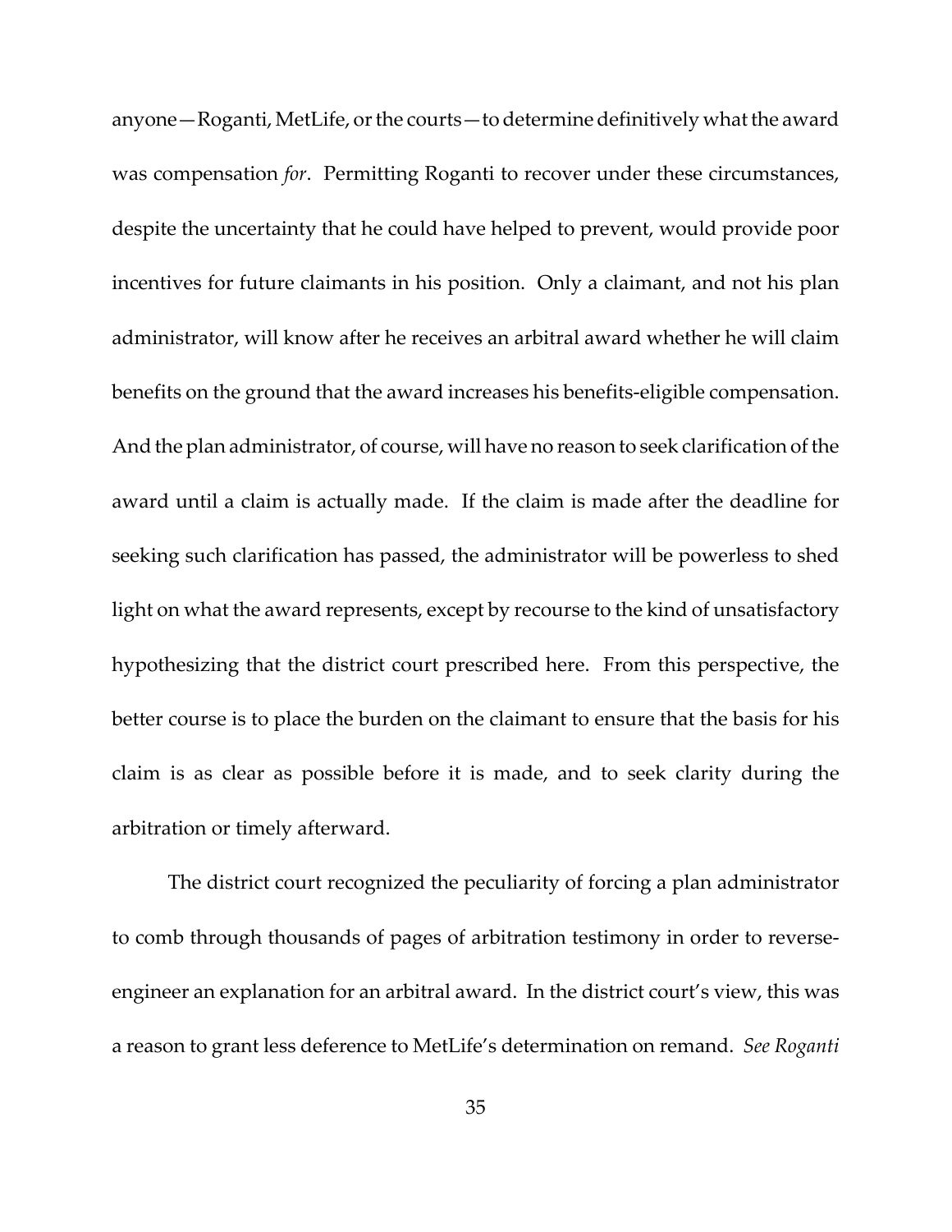anyone—Roganti, MetLife, or the courts—to determine definitively what the award was compensation *for*. Permitting Roganti to recover under these circumstances, despite the uncertainty that he could have helped to prevent, would provide poor incentives for future claimants in his position. Only a claimant, and not his plan administrator, will know after he receives an arbitral award whether he will claim benefits on the ground that the award increases his benefits-eligible compensation. And the plan administrator, of course, will have no reason to seek clarification of the award until a claim is actually made. If the claim is made after the deadline for seeking such clarification has passed, the administrator will be powerless to shed light on what the award represents, except by recourse to the kind of unsatisfactory hypothesizing that the district court prescribed here. From this perspective, the better course is to place the burden on the claimant to ensure that the basis for his claim is as clear as possible before it is made, and to seek clarity during the arbitration or timely afterward.

The district court recognized the peculiarity of forcing a plan administrator to comb through thousands of pages of arbitration testimony in order to reverse-engineer an explanation for an arbitral award. In the district court's view, this was a reason to grant less deference to MetLife's determination on remand. *See Roganti*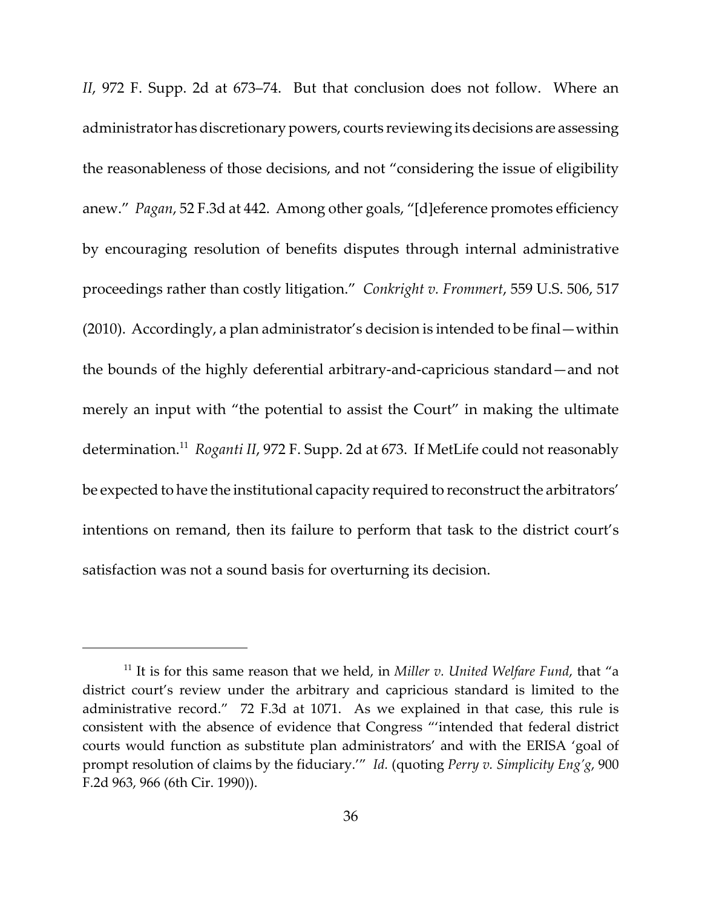*II*, 972 F. Supp. 2d at 673–74. But that conclusion does not follow. Where an administrator has discretionary powers, courts reviewing its decisions are assessing the reasonableness of those decisions, and not "considering the issue of eligibility anew." *Pagan*, 52 F.3d at 442. Among other goals, "[d]eference promotes efficiency by encouraging resolution of benefits disputes through internal administrative proceedings rather than costly litigation." *Conkright v. Frommert*, 559 U.S. 506, 517 (2010). Accordingly, a plan administrator's decision is intended to be final—within the bounds of the highly deferential arbitrary-and-capricious standard—and not merely an input with "the potential to assist the Court" in making the ultimate determination.[11] *Roganti II*, 972 F. Supp. 2d at 673. If MetLife could not reasonably be expected to have the institutional capacity required to reconstruct the arbitrators' intentions on remand, then its failure to perform that task to the district court's satisfaction was not a sound basis for overturning its decision.

---

[11] It is for this same reason that we held, in *Miller v. United Welfare Fund*, that "a district court's review under the arbitrary and capricious standard is limited to the administrative record." 72 F.3d at 1071. As we explained in that case, this rule is consistent with the absence of evidence that Congress "'intended that federal district courts would function as substitute plan administrators' and with the ERISA 'goal of prompt resolution of claims by the fiduciary.'" *Id.* (quoting *Perry v. Simplicity Eng'g*, 900 F.2d 963, 966 (6th Cir. 1990)).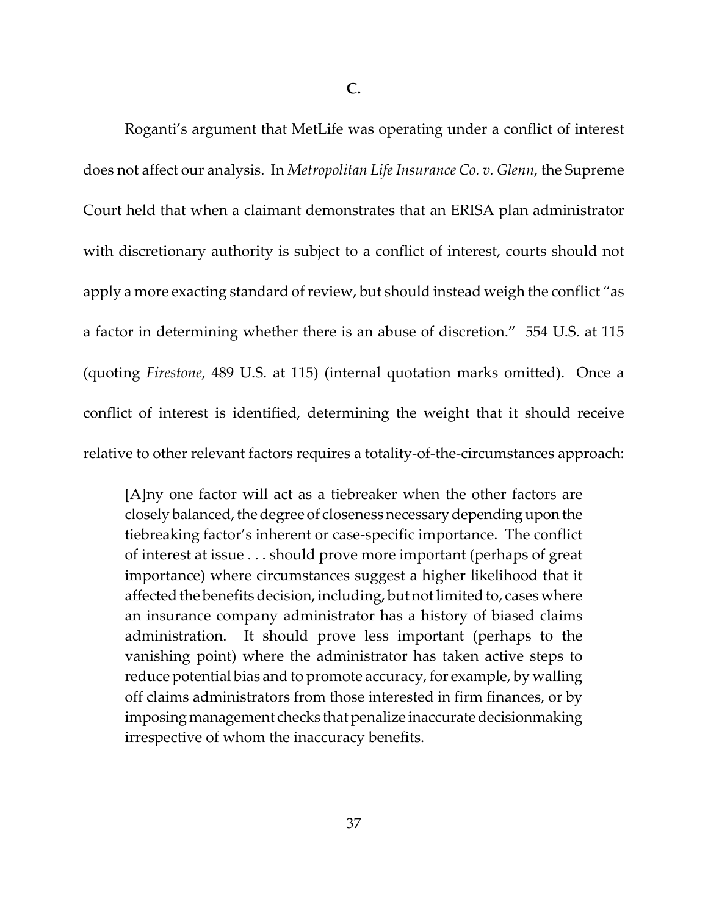### C.

Roganti's argument that MetLife was operating under a conflict of interest does not affect our analysis. In *Metropolitan Life Insurance Co. v. Glenn*, the Supreme Court held that when a claimant demonstrates that an ERISA plan administrator with discretionary authority is subject to a conflict of interest, courts should not apply a more exacting standard of review, but should instead weigh the conflict "as a factor in determining whether there is an abuse of discretion." 554 U.S. at 115 (quoting *Firestone*, 489 U.S. at 115) (internal quotation marks omitted). Once a conflict of interest is identified, determining the weight that it should receive relative to other relevant factors requires a totality-of-the-circumstances approach:

> [A]ny one factor will act as a tiebreaker when the other factors are closely balanced, the degree of closeness necessary depending upon the tiebreaking factor's inherent or case-specific importance. The conflict of interest at issue . . . should prove more important (perhaps of great importance) where circumstances suggest a higher likelihood that it affected the benefits decision, including, but not limited to, cases where an insurance company administrator has a history of biased claims administration. It should prove less important (perhaps to the vanishing point) where the administrator has taken active steps to reduce potential bias and to promote accuracy, for example, by walling off claims administrators from those interested in firm finances, or by imposing management checks that penalize inaccurate decisionmaking irrespective of whom the inaccuracy benefits.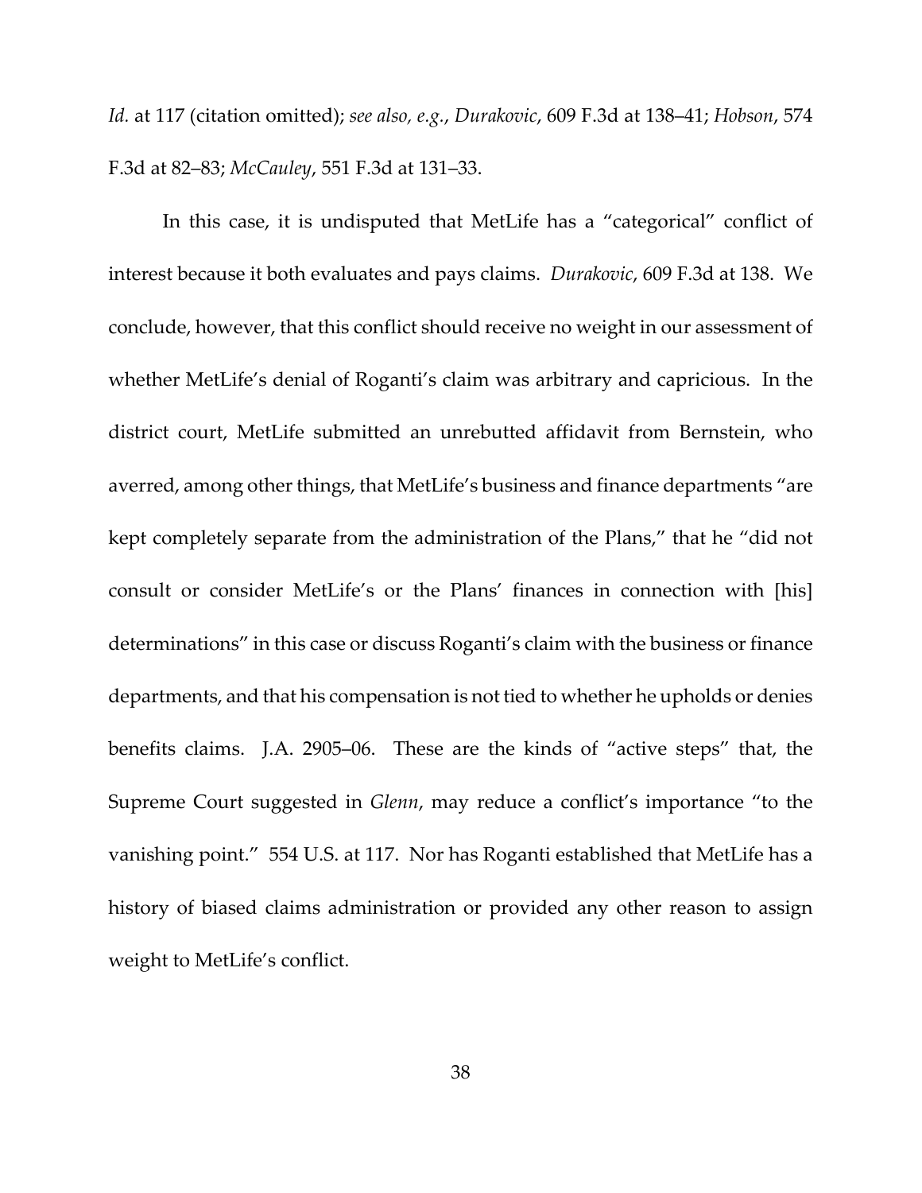*Id.* at 117 (citation omitted); *see also, e.g.*, *Durakovic*, 609 F.3d at 138–41; *Hobson*, 574 F.3d at 82–83; *McCauley*, 551 F.3d at 131–33.

In this case, it is undisputed that MetLife has a "categorical" conflict of interest because it both evaluates and pays claims. *Durakovic*, 609 F.3d at 138. We conclude, however, that this conflict should receive no weight in our assessment of whether MetLife's denial of Roganti's claim was arbitrary and capricious. In the district court, MetLife submitted an unrebutted affidavit from Bernstein, who averred, among other things, that MetLife's business and finance departments "are kept completely separate from the administration of the Plans," that he "did not consult or consider MetLife's or the Plans' finances in connection with [his] determinations" in this case or discuss Roganti's claim with the business or finance departments, and that his compensation is not tied to whether he upholds or denies benefits claims. J.A. 2905–06. These are the kinds of "active steps" that, the Supreme Court suggested in *Glenn*, may reduce a conflict's importance "to the vanishing point." 554 U.S. at 117. Nor has Roganti established that MetLife has a history of biased claims administration or provided any other reason to assign weight to MetLife's conflict.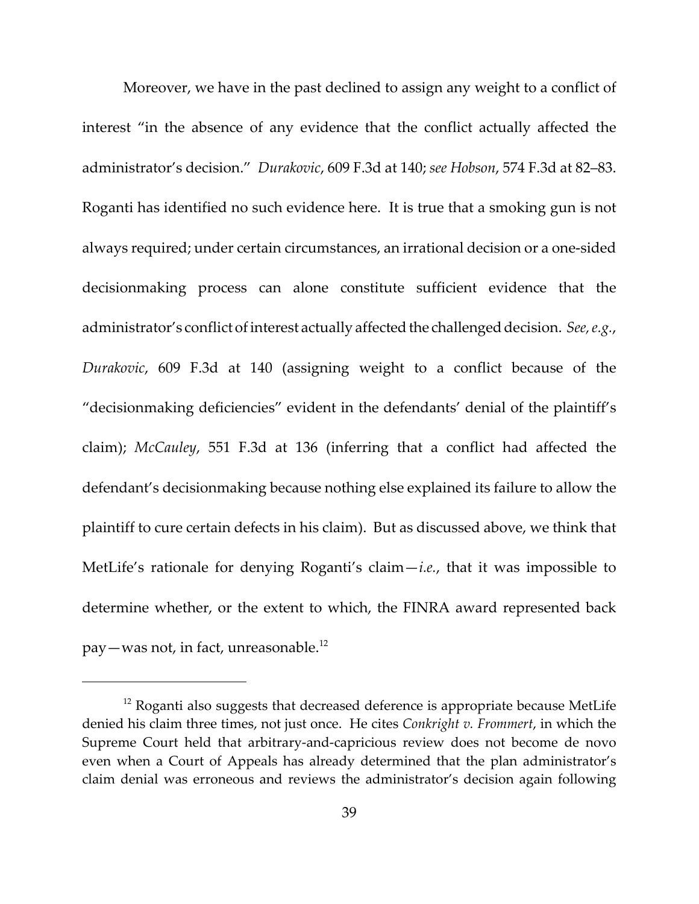Moreover, we have in the past declined to assign any weight to a conflict of interest "in the absence of any evidence that the conflict actually affected the administrator's decision." *Durakovic*, 609 F.3d at 140; *see Hobson*, 574 F.3d at 82–83. Roganti has identified no such evidence here. It is true that a smoking gun is not always required; under certain circumstances, an irrational decision or a one-sided decisionmaking process can alone constitute sufficient evidence that the administrator's conflict of interest actually affected the challenged decision. *See, e.g.*, *Durakovic*, 609 F.3d at 140 (assigning weight to a conflict because of the "decisionmaking deficiencies" evident in the defendants' denial of the plaintiff's claim); *McCauley*, 551 F.3d at 136 (inferring that a conflict had affected the defendant's decisionmaking because nothing else explained its failure to allow the plaintiff to cure certain defects in his claim). But as discussed above, we think that MetLife's rationale for denying Roganti's claim—*i.e.*, that it was impossible to determine whether, or the extent to which, the FINRA award represented back pay—was not, in fact, unreasonable.[12]

---

[12] Roganti also suggests that decreased deference is appropriate because MetLife denied his claim three times, not just once. He cites *Conkright v. Frommert*, in which the Supreme Court held that arbitrary-and-capricious review does not become de novo even when a Court of Appeals has already determined that the plan administrator's claim denial was erroneous and reviews the administrator's decision again following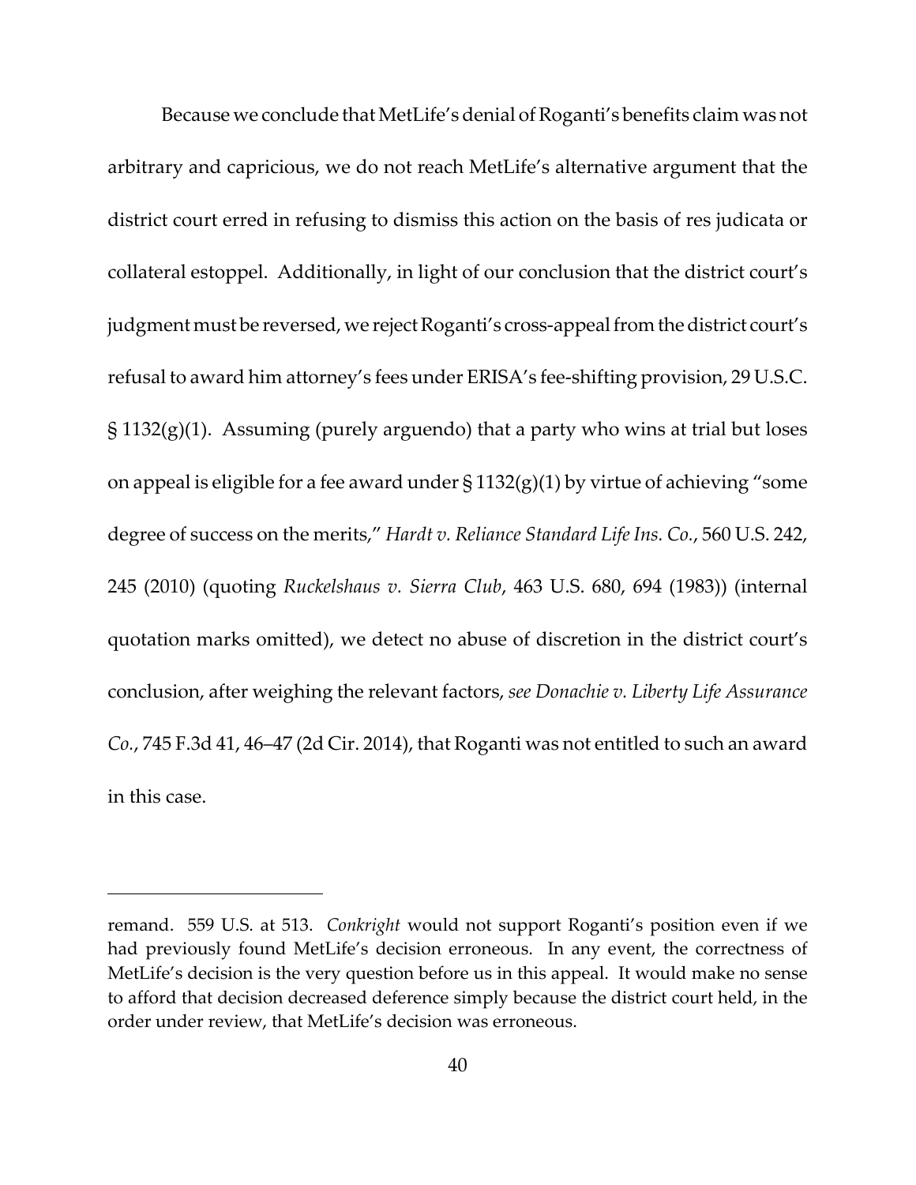Because we conclude that MetLife's denial of Roganti's benefits claim was not arbitrary and capricious, we do not reach MetLife's alternative argument that the district court erred in refusing to dismiss this action on the basis of res judicata or collateral estoppel. Additionally, in light of our conclusion that the district court's judgment must be reversed, we reject Roganti's cross-appeal from the district court's refusal to award him attorney's fees under ERISA's fee-shifting provision, 29 U.S.C. § 1132(g)(1). Assuming (purely arguendo) that a party who wins at trial but loses on appeal is eligible for a fee award under § 1132(g)(1) by virtue of achieving "some degree of success on the merits," *Hardt v. Reliance Standard Life Ins. Co.*, 560 U.S. 242, 245 (2010) (quoting *Ruckelshaus v. Sierra Club*, 463 U.S. 680, 694 (1983)) (internal quotation marks omitted), we detect no abuse of discretion in the district court's conclusion, after weighing the relevant factors, *see Donachie v. Liberty Life Assurance Co.*, 745 F.3d 41, 46–47 (2d Cir. 2014), that Roganti was not entitled to such an award in this case.

---

remand. 559 U.S. at 513. *Conkright* would not support Roganti's position even if we had previously found MetLife's decision erroneous. In any event, the correctness of MetLife's decision is the very question before us in this appeal. It would make no sense to afford that decision decreased deference simply because the district court held, in the order under review, that MetLife's decision was erroneous.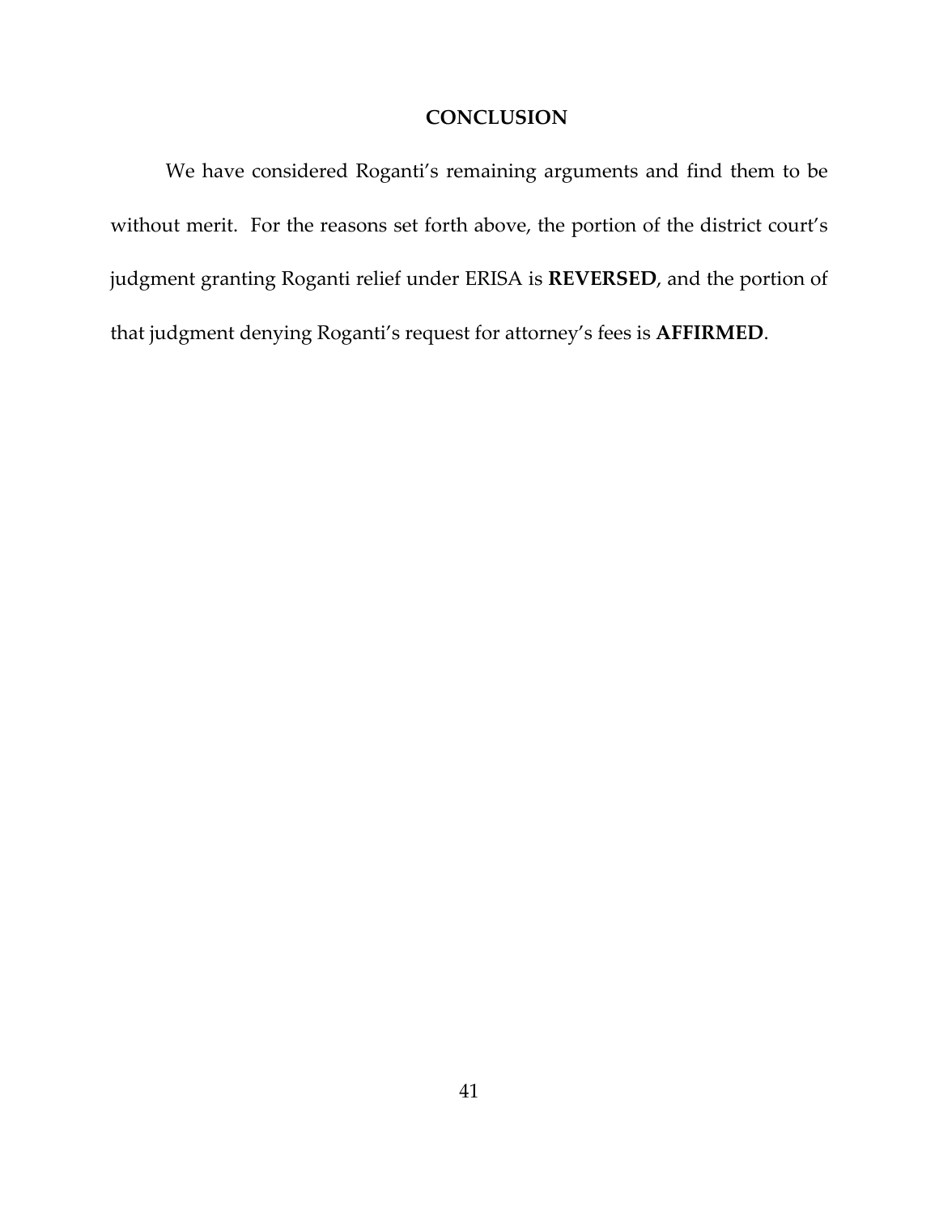## CONCLUSION

We have considered Roganti's remaining arguments and find them to be without merit. For the reasons set forth above, the portion of the district court's judgment granting Roganti relief under ERISA is **REVERSED**, and the portion of that judgment denying Roganti's request for attorney's fees is **AFFIRMED**.